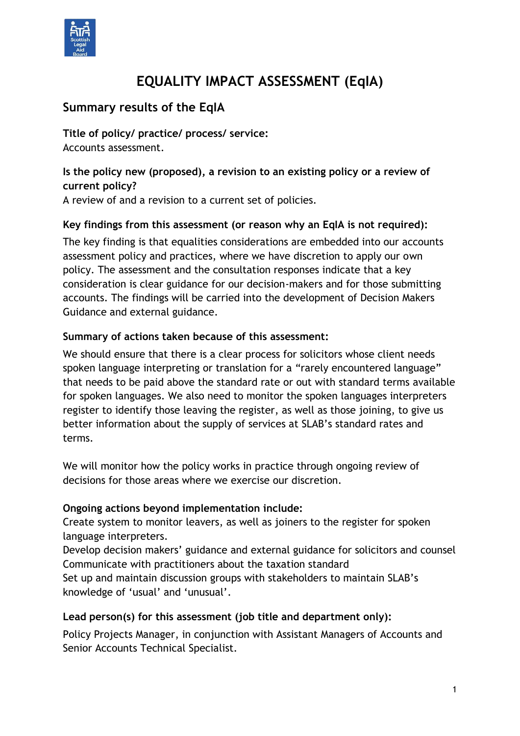# EQUALITY IMPACT ASSESSMENT (EqIA)

## Summary results of the EqIA

**Title of policy/ practice/ process/ service:**
Accounts assessment.

**Is the policy new (proposed), a revision to an existing policy or a review of current policy?**
A review of and a revision to a current set of policies.

**Key findings from this assessment (or reason why an EqIA is not required):**

The key finding is that equalities considerations are embedded into our accounts assessment policy and practices, where we have discretion to apply our own policy. The assessment and the consultation responses indicate that a key consideration is clear guidance for our decision-makers and for those submitting accounts. The findings will be carried into the development of Decision Makers Guidance and external guidance.

**Summary of actions taken because of this assessment:**

We should ensure that there is a clear process for solicitors whose client needs spoken language interpreting or translation for a "rarely encountered language" that needs to be paid above the standard rate or out with standard terms available for spoken languages. We also need to monitor the spoken languages interpreters register to identify those leaving the register, as well as those joining, to give us better information about the supply of services at SLAB's standard rates and terms.

We will monitor how the policy works in practice through ongoing review of decisions for those areas where we exercise our discretion.

**Ongoing actions beyond implementation include:**
Create system to monitor leavers, as well as joiners to the register for spoken language interpreters.
Develop decision makers' guidance and external guidance for solicitors and counsel
Communicate with practitioners about the taxation standard
Set up and maintain discussion groups with stakeholders to maintain SLAB's knowledge of 'usual' and 'unusual'.

**Lead person(s) for this assessment (job title and department only):**

Policy Projects Manager, in conjunction with Assistant Managers of Accounts and Senior Accounts Technical Specialist.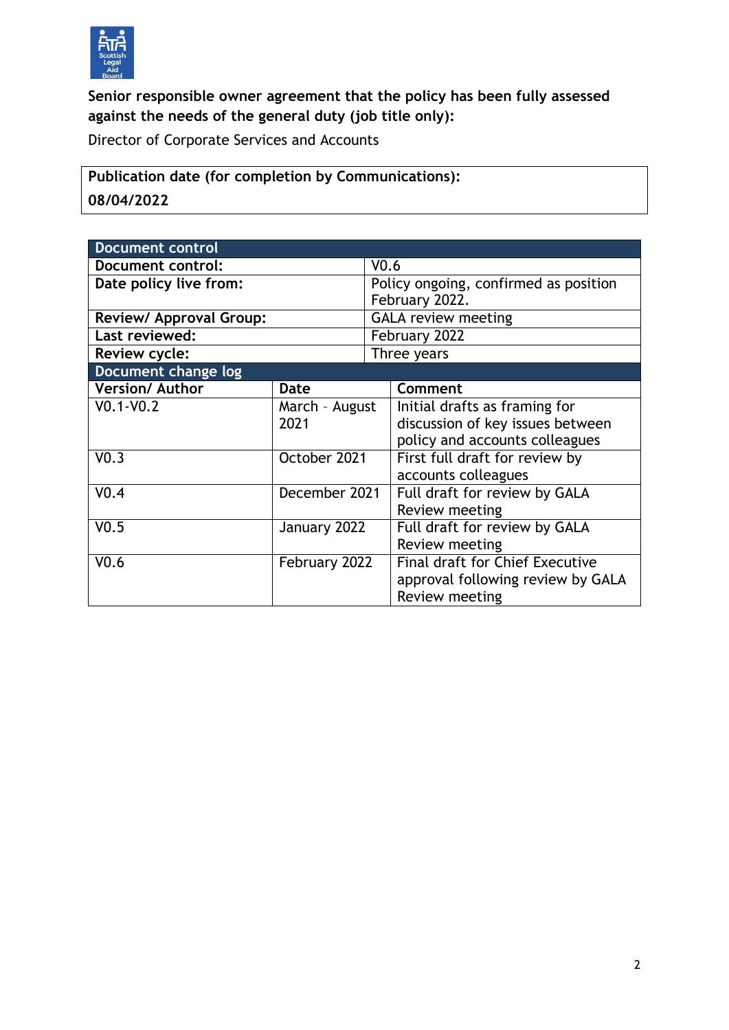**Senior responsible owner agreement that the policy has been fully assessed against the needs of the general duty (job title only):**

Director of Corporate Services and Accounts

| **Publication date (for completion by Communications):** |
|---|
| **08/04/2022** |

| **Document control** | |
|---|---|
| **Document control:** | V0.6 |
| **Date policy live from:** | Policy ongoing, confirmed as position February 2022. |
| **Review/ Approval Group:** | GALA review meeting |
| **Last reviewed:** | February 2022 |
| **Review cycle:** | Three years |

| **Document change log** | | |
|---|---|---|
| **Version/ Author** | **Date** | **Comment** |
| V0.1-V0.2 | March - August 2021 | Initial drafts as framing for discussion of key issues between policy and accounts colleagues |
| V0.3 | October 2021 | First full draft for review by accounts colleagues |
| V0.4 | December 2021 | Full draft for review by GALA Review meeting |
| V0.5 | January 2022 | Full draft for review by GALA Review meeting |
| V0.6 | February 2022 | Final draft for Chief Executive approval following review by GALA Review meeting |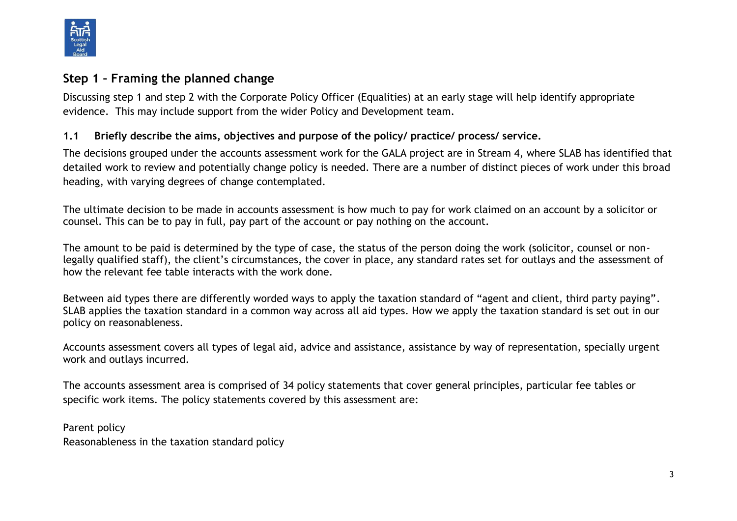## Step 1 – Framing the planned change

Discussing step 1 and step 2 with the Corporate Policy Officer (Equalities) at an early stage will help identify appropriate evidence. This may include support from the wider Policy and Development team.

### 1.1 Briefly describe the aims, objectives and purpose of the policy/ practice/ process/ service.

The decisions grouped under the accounts assessment work for the GALA project are in Stream 4, where SLAB has identified that detailed work to review and potentially change policy is needed. There are a number of distinct pieces of work under this broad heading, with varying degrees of change contemplated.

The ultimate decision to be made in accounts assessment is how much to pay for work claimed on an account by a solicitor or counsel. This can be to pay in full, pay part of the account or pay nothing on the account.

The amount to be paid is determined by the type of case, the status of the person doing the work (solicitor, counsel or non-legally qualified staff), the client's circumstances, the cover in place, any standard rates set for outlays and the assessment of how the relevant fee table interacts with the work done.

Between aid types there are differently worded ways to apply the taxation standard of "agent and client, third party paying". SLAB applies the taxation standard in a common way across all aid types. How we apply the taxation standard is set out in our policy on reasonableness.

Accounts assessment covers all types of legal aid, advice and assistance, assistance by way of representation, specially urgent work and outlays incurred.

The accounts assessment area is comprised of 34 policy statements that cover general principles, particular fee tables or specific work items. The policy statements covered by this assessment are:

Parent policy
Reasonableness in the taxation standard policy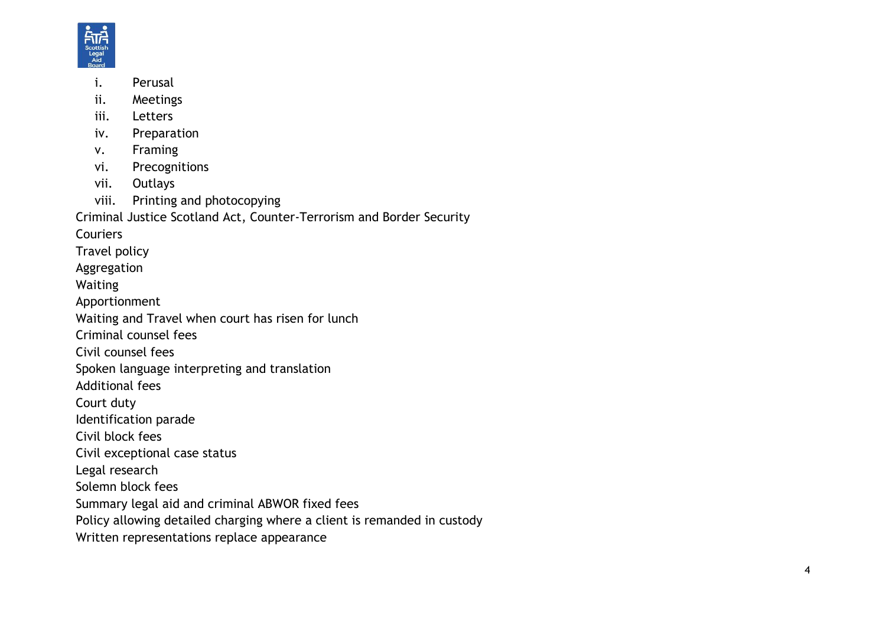- i. Perusal
- ii. Meetings
- iii. Letters
- iv. Preparation
- v. Framing
- vi. Precognitions
- vii. Outlays
- viii. Printing and photocopying

Criminal Justice Scotland Act, Counter-Terrorism and Border Security

Couriers

Travel policy

Aggregation

Waiting

Apportionment

Waiting and Travel when court has risen for lunch

Criminal counsel fees

Civil counsel fees

Spoken language interpreting and translation

Additional fees

Court duty

Identification parade

Civil block fees

Civil exceptional case status

Legal research

Solemn block fees

Summary legal aid and criminal ABWOR fixed fees

Policy allowing detailed charging where a client is remanded in custody

Written representations replace appearance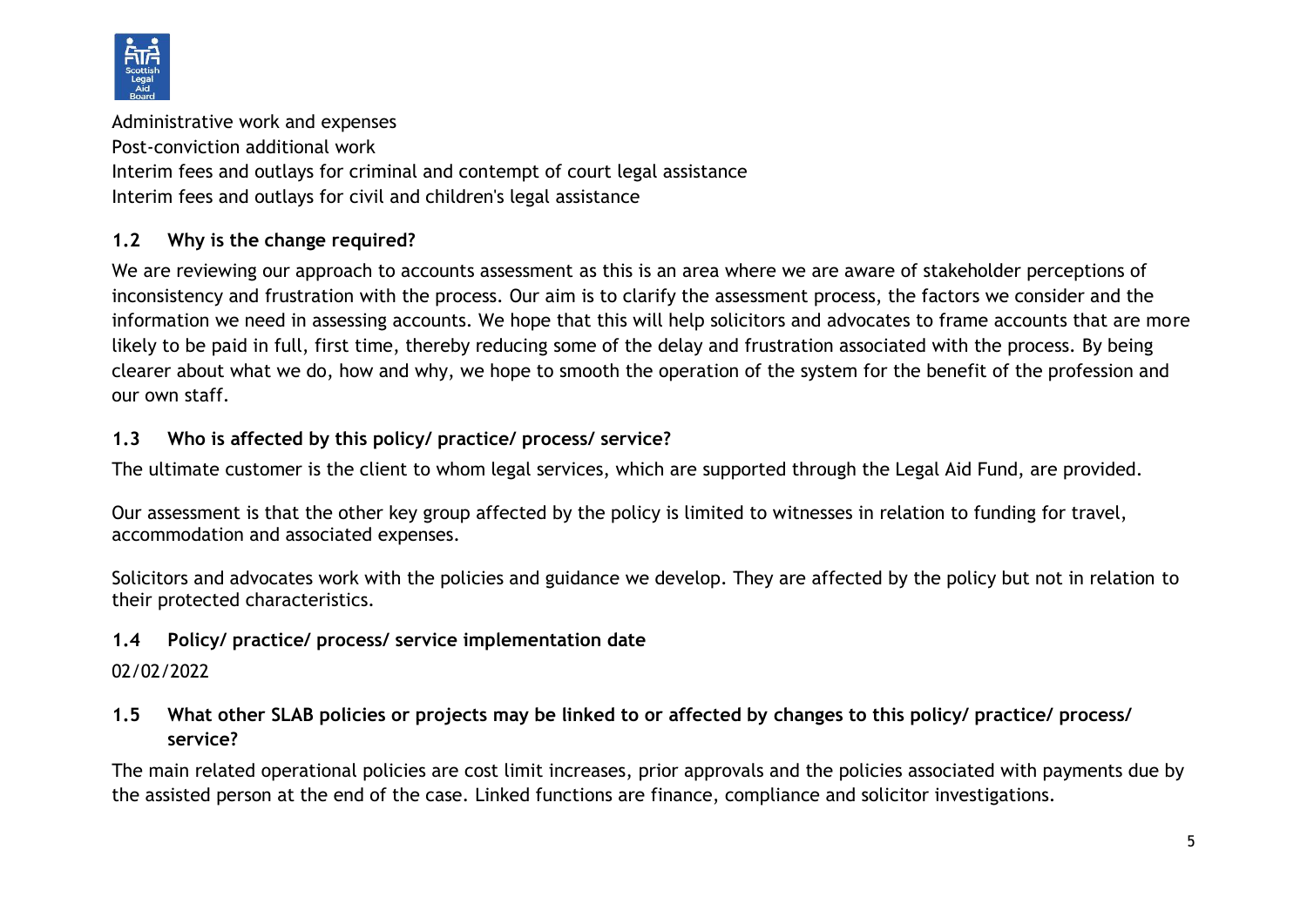Administrative work and expenses

Post-conviction additional work

Interim fees and outlays for criminal and contempt of court legal assistance

Interim fees and outlays for civil and children's legal assistance

### 1.2 Why is the change required?

We are reviewing our approach to accounts assessment as this is an area where we are aware of stakeholder perceptions of inconsistency and frustration with the process. Our aim is to clarify the assessment process, the factors we consider and the information we need in assessing accounts. We hope that this will help solicitors and advocates to frame accounts that are more likely to be paid in full, first time, thereby reducing some of the delay and frustration associated with the process. By being clearer about what we do, how and why, we hope to smooth the operation of the system for the benefit of the profession and our own staff.

### 1.3 Who is affected by this policy/ practice/ process/ service?

The ultimate customer is the client to whom legal services, which are supported through the Legal Aid Fund, are provided.

Our assessment is that the other key group affected by the policy is limited to witnesses in relation to funding for travel, accommodation and associated expenses.

Solicitors and advocates work with the policies and guidance we develop. They are affected by the policy but not in relation to their protected characteristics.

### 1.4 Policy/ practice/ process/ service implementation date

02/02/2022

### 1.5 What other SLAB policies or projects may be linked to or affected by changes to this policy/ practice/ process/ service?

The main related operational policies are cost limit increases, prior approvals and the policies associated with payments due by the assisted person at the end of the case. Linked functions are finance, compliance and solicitor investigations.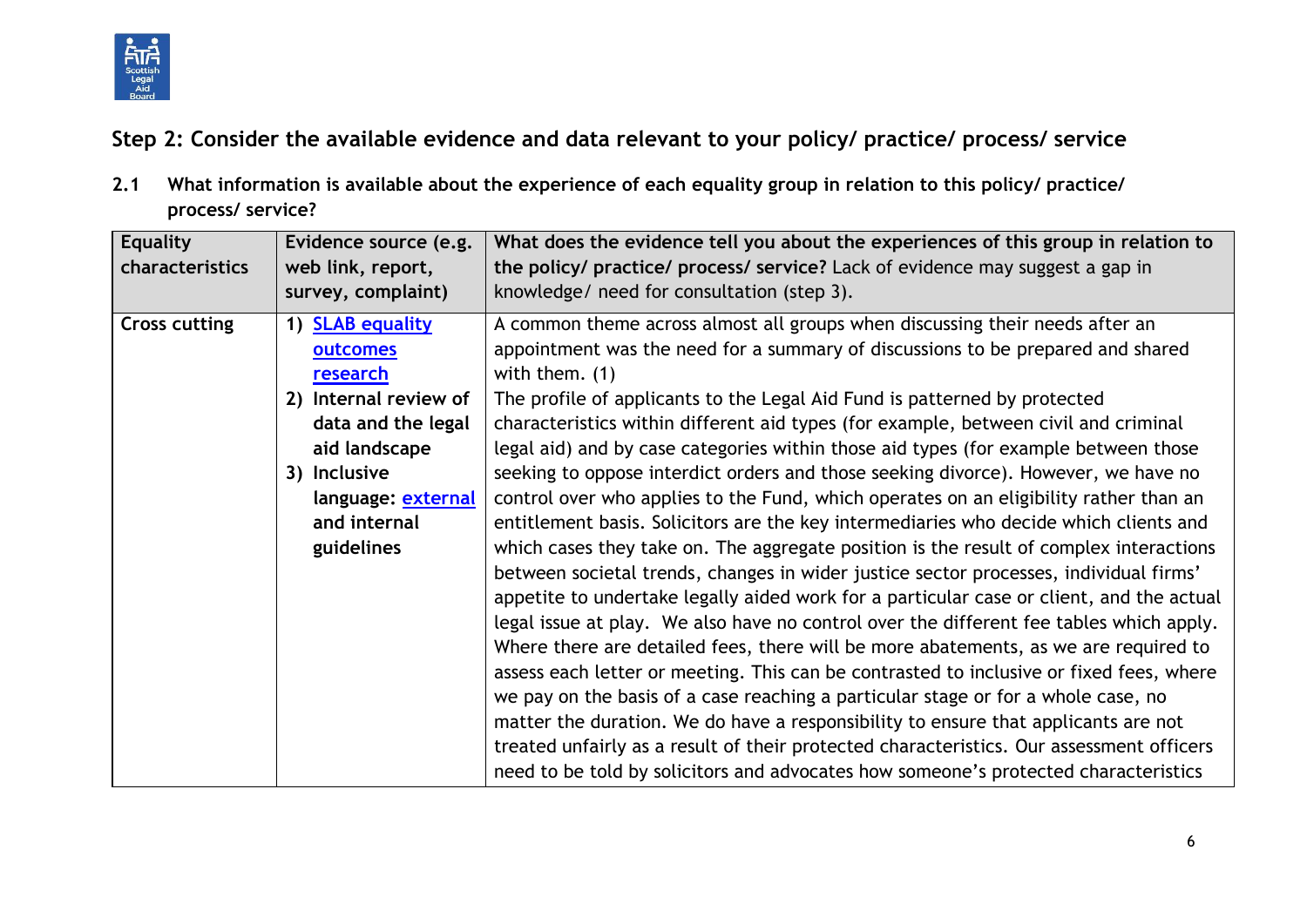## Step 2: Consider the available evidence and data relevant to your policy/ practice/ process/ service

**2.1 What information is available about the experience of each equality group in relation to this policy/ practice/ process/ service?**

| Equality characteristics | Evidence source (e.g. web link, report, survey, complaint) | **What does the evidence tell you about the experiences of this group in relation to the policy/ practice/ process/ service?** Lack of evidence may suggest a gap in knowledge/ need for consultation (step 3). |
|---|---|---|
| **Cross cutting** | 1) [SLAB equality outcomes research](#) <br> 2) **Internal review of data and the legal aid landscape** <br> 3) **Inclusive language: [external](#) and internal guidelines** | A common theme across almost all groups when discussing their needs after an appointment was the need for a summary of discussions to be prepared and shared with them. (1) <br> The profile of applicants to the Legal Aid Fund is patterned by protected characteristics within different aid types (for example, between civil and criminal legal aid) and by case categories within those aid types (for example between those seeking to oppose interdict orders and those seeking divorce). However, we have no control over who applies to the Fund, which operates on an eligibility rather than an entitlement basis. Solicitors are the key intermediaries who decide which clients and which cases they take on. The aggregate position is the result of complex interactions between societal trends, changes in wider justice sector processes, individual firms' appetite to undertake legally aided work for a particular case or client, and the actual legal issue at play. We also have no control over the different fee tables which apply. Where there are detailed fees, there will be more abatements, as we are required to assess each letter or meeting. This can be contrasted to inclusive or fixed fees, where we pay on the basis of a case reaching a particular stage or for a whole case, no matter the duration. We do have a responsibility to ensure that applicants are not treated unfairly as a result of their protected characteristics. Our assessment officers need to be told by solicitors and advocates how someone's protected characteristics |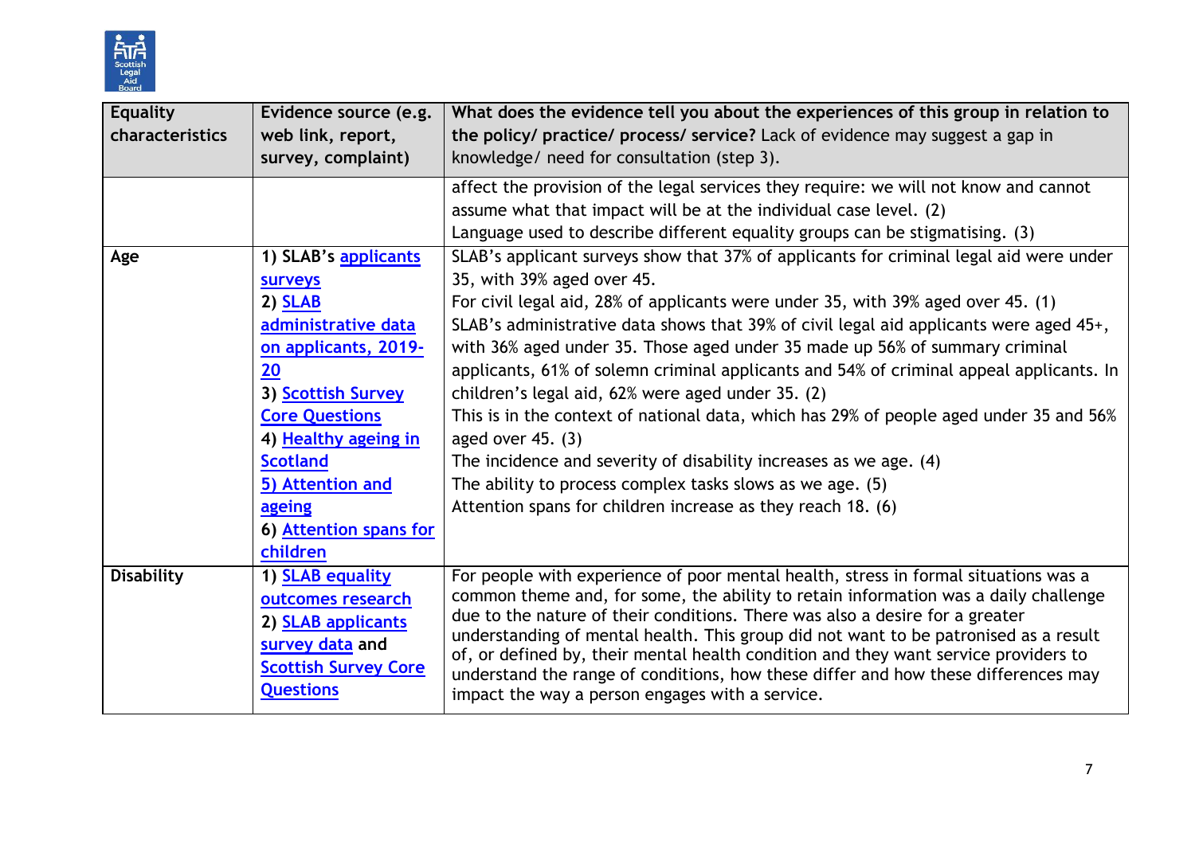| Equality characteristics | Evidence source (e.g. web link, report, survey, complaint) | **What does the evidence tell you about the experiences of this group in relation to the policy/ practice/ process/ service?** Lack of evidence may suggest a gap in knowledge/ need for consultation (step 3). |
|---|---|---|
| | | affect the provision of the legal services they require: we will not know and cannot assume what that impact will be at the individual case level. (2)<br>Language used to describe different equality groups can be stigmatising. (3) |
| **Age** | **1) SLAB's applicants surveys**<br>**2) SLAB administrative data on applicants, 2019-20**<br>**3) Scottish Survey Core Questions**<br>**4) Healthy ageing in Scotland**<br>**5) Attention and ageing**<br>**6) Attention spans for children** | SLAB's applicant surveys show that 37% of applicants for criminal legal aid were under 35, with 39% aged over 45.<br>For civil legal aid, 28% of applicants were under 35, with 39% aged over 45. (1)<br>SLAB's administrative data shows that 39% of civil legal aid applicants were aged 45+, with 36% aged under 35. Those aged under 35 made up 56% of summary criminal applicants, 61% of solemn criminal applicants and 54% of criminal appeal applicants. In children's legal aid, 62% were aged under 35. (2)<br>This is in the context of national data, which has 29% of people aged under 35 and 56% aged over 45. (3)<br>The incidence and severity of disability increases as we age. (4)<br>The ability to process complex tasks slows as we age. (5)<br>Attention spans for children increase as they reach 18. (6) |
| **Disability** | **1) SLAB equality outcomes research**<br>**2) SLAB applicants survey data and Scottish Survey Core Questions** | For people with experience of poor mental health, stress in formal situations was a common theme and, for some, the ability to retain information was a daily challenge due to the nature of their conditions. There was also a desire for a greater understanding of mental health. This group did not want to be patronised as a result of, or defined by, their mental health condition and they want service providers to understand the range of conditions, how these differ and how these differences may impact the way a person engages with a service. |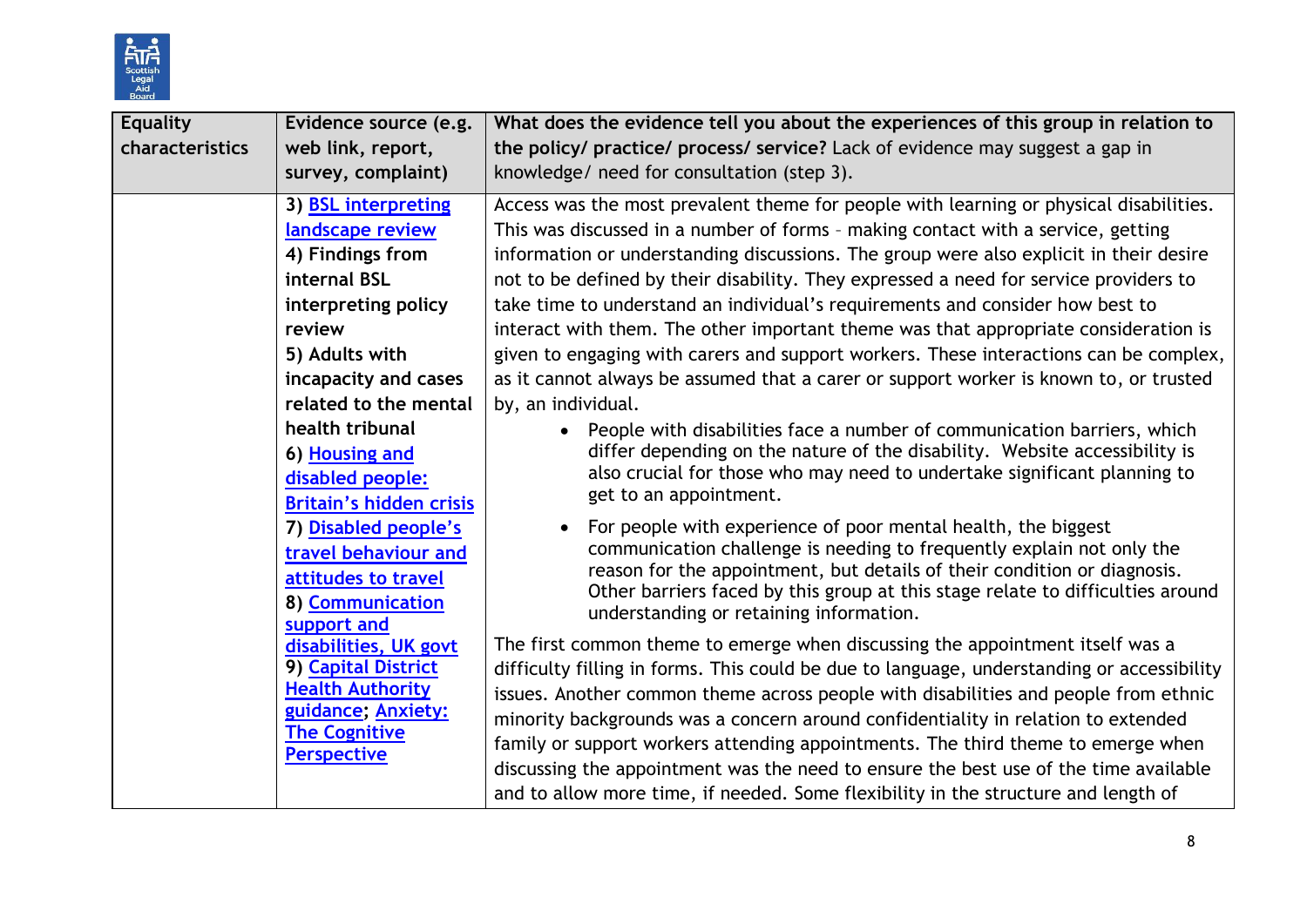| Equality characteristics | Evidence source (e.g. web link, report, survey, complaint) | What does the evidence tell you about the experiences of this group in relation to the policy/ practice/ process/ service? Lack of evidence may suggest a gap in knowledge/ need for consultation (step 3). |
|---|---|---|
| | 3) BSL interpreting landscape review<br>4) Findings from internal BSL interpreting policy review<br>5) Adults with incapacity and cases related to the mental health tribunal<br>6) Housing and disabled people: Britain's hidden crisis<br>7) Disabled people's travel behaviour and attitudes to travel<br>8) Communication support and disabilities, UK govt<br>9) Capital District Health Authority guidance; Anxiety: The Cognitive Perspective | Access was the most prevalent theme for people with learning or physical disabilities. This was discussed in a number of forms – making contact with a service, getting information or understanding discussions. The group were also explicit in their desire not to be defined by their disability. They expressed a need for service providers to take time to understand an individual's requirements and consider how best to interact with them. The other important theme was that appropriate consideration is given to engaging with carers and support workers. These interactions can be complex, as it cannot always be assumed that a carer or support worker is known to, or trusted by, an individual.<br>• People with disabilities face a number of communication barriers, which differ depending on the nature of the disability. Website accessibility is also crucial for those who may need to undertake significant planning to get to an appointment.<br>• For people with experience of poor mental health, the biggest communication challenge is needing to frequently explain not only the reason for the appointment, but details of their condition or diagnosis. Other barriers faced by this group at this stage relate to difficulties around understanding or retaining information.<br>The first common theme to emerge when discussing the appointment itself was a difficulty filling in forms. This could be due to language, understanding or accessibility issues. Another common theme across people with disabilities and people from ethnic minority backgrounds was a concern around confidentiality in relation to extended family or support workers attending appointments. The third theme to emerge when discussing the appointment was the need to ensure the best use of the time available and to allow more time, if needed. Some flexibility in the structure and length of |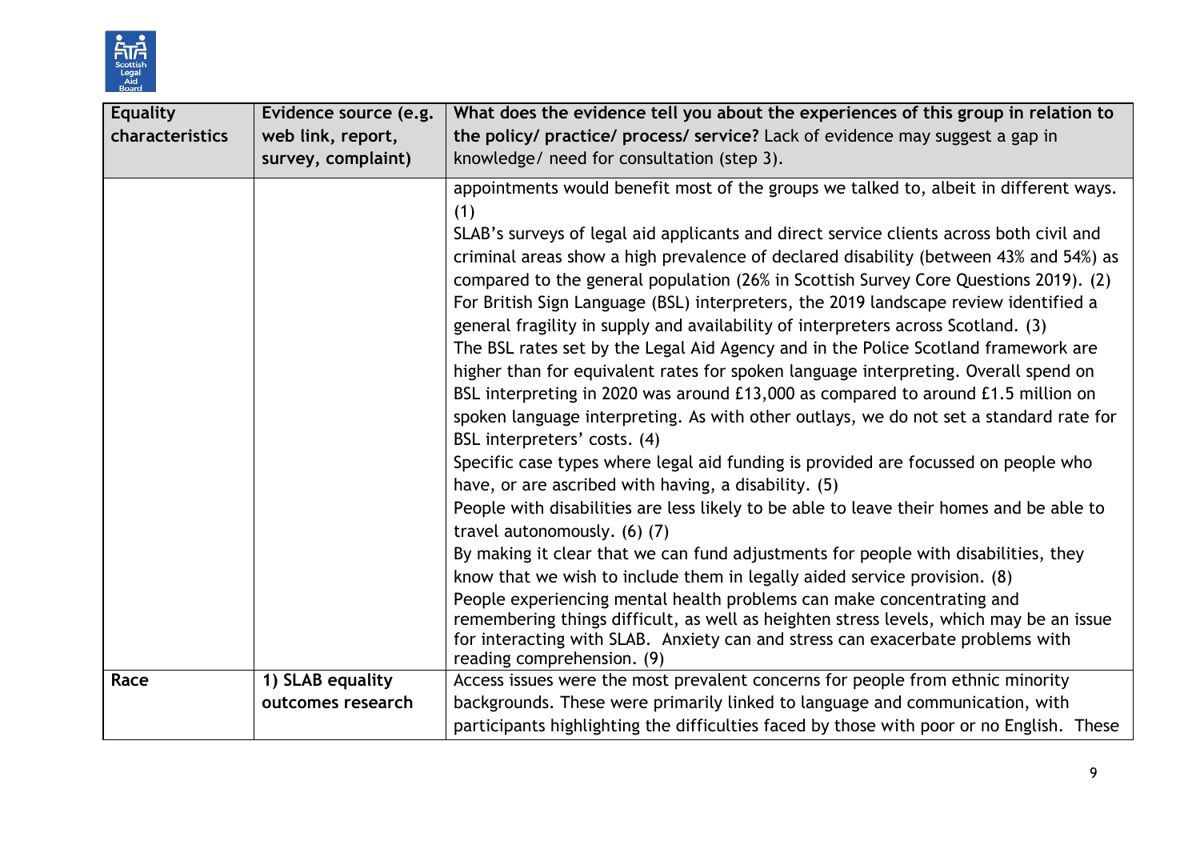| Equality characteristics | Evidence source (e.g. web link, report, survey, complaint) | **What does the evidence tell you about the experiences of this group in relation to the policy/ practice/ process/ service?** Lack of evidence may suggest a gap in knowledge/ need for consultation (step 3). |
|---|---|---|
| | | appointments would benefit most of the groups we talked to, albeit in different ways. (1)<br>SLAB's surveys of legal aid applicants and direct service clients across both civil and criminal areas show a high prevalence of declared disability (between 43% and 54%) as compared to the general population (26% in Scottish Survey Core Questions 2019). (2)<br>For British Sign Language (BSL) interpreters, the 2019 landscape review identified a general fragility in supply and availability of interpreters across Scotland. (3)<br>The BSL rates set by the Legal Aid Agency and in the Police Scotland framework are higher than for equivalent rates for spoken language interpreting. Overall spend on BSL interpreting in 2020 was around £13,000 as compared to around £1.5 million on spoken language interpreting. As with other outlays, we do not set a standard rate for BSL interpreters' costs. (4)<br>Specific case types where legal aid funding is provided are focussed on people who have, or are ascribed with having, a disability. (5)<br>People with disabilities are less likely to be able to leave their homes and be able to travel autonomously. (6) (7)<br>By making it clear that we can fund adjustments for people with disabilities, they know that we wish to include them in legally aided service provision. (8)<br>People experiencing mental health problems can make concentrating and remembering things difficult, as well as heighten stress levels, which may be an issue for interacting with SLAB. Anxiety can and stress can exacerbate problems with reading comprehension. (9) |
| **Race** | **1) SLAB equality outcomes research** | Access issues were the most prevalent concerns for people from ethnic minority backgrounds. These were primarily linked to language and communication, with participants highlighting the difficulties faced by those with poor or no English. These |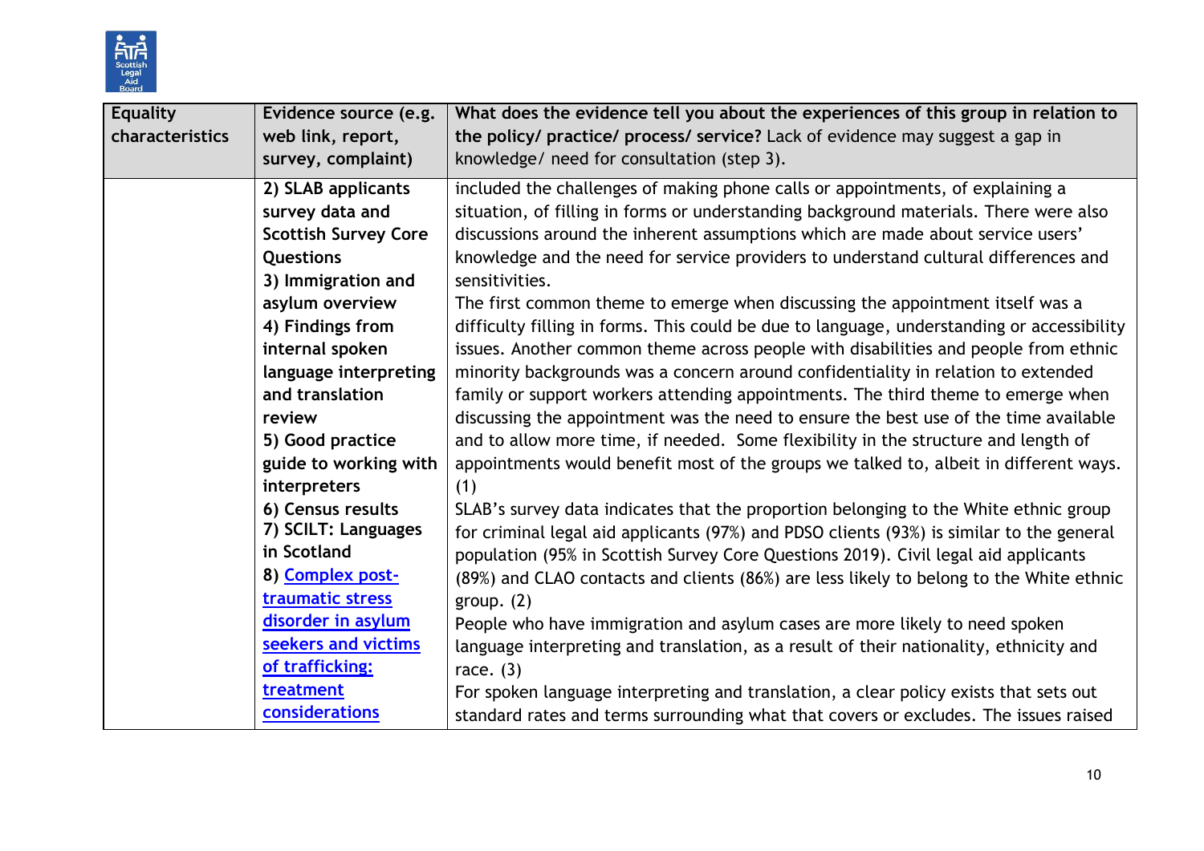| Equality characteristics | Evidence source (e.g. web link, report, survey, complaint) | What does the evidence tell you about the experiences of this group in relation to the policy/ practice/ process/ service? Lack of evidence may suggest a gap in knowledge/ need for consultation (step 3). |
|---|---|---|
| | **2) SLAB applicants survey data and Scottish Survey Core Questions**<br>**3) Immigration and asylum overview**<br>**4) Findings from internal spoken language interpreting and translation review**<br>**5) Good practice guide to working with interpreters**<br>**6) Census results**<br>**7) SCILT: Languages in Scotland**<br>**8) [Complex post-traumatic stress disorder in asylum seekers and victims of trafficking: treatment considerations]()** | included the challenges of making phone calls or appointments, of explaining a situation, of filling in forms or understanding background materials. There were also discussions around the inherent assumptions which are made about service users' knowledge and the need for service providers to understand cultural differences and sensitivities.<br>The first common theme to emerge when discussing the appointment itself was a difficulty filling in forms. This could be due to language, understanding or accessibility issues. Another common theme across people with disabilities and people from ethnic minority backgrounds was a concern around confidentiality in relation to extended family or support workers attending appointments. The third theme to emerge when discussing the appointment was the need to ensure the best use of the time available and to allow more time, if needed. Some flexibility in the structure and length of appointments would benefit most of the groups we talked to, albeit in different ways. (1)<br>SLAB's survey data indicates that the proportion belonging to the White ethnic group for criminal legal aid applicants (97%) and PDSO clients (93%) is similar to the general population (95% in Scottish Survey Core Questions 2019). Civil legal aid applicants (89%) and CLAO contacts and clients (86%) are less likely to belong to the White ethnic group. (2)<br>People who have immigration and asylum cases are more likely to need spoken language interpreting and translation, as a result of their nationality, ethnicity and race. (3)<br>For spoken language interpreting and translation, a clear policy exists that sets out standard rates and terms surrounding what that covers or excludes. The issues raised |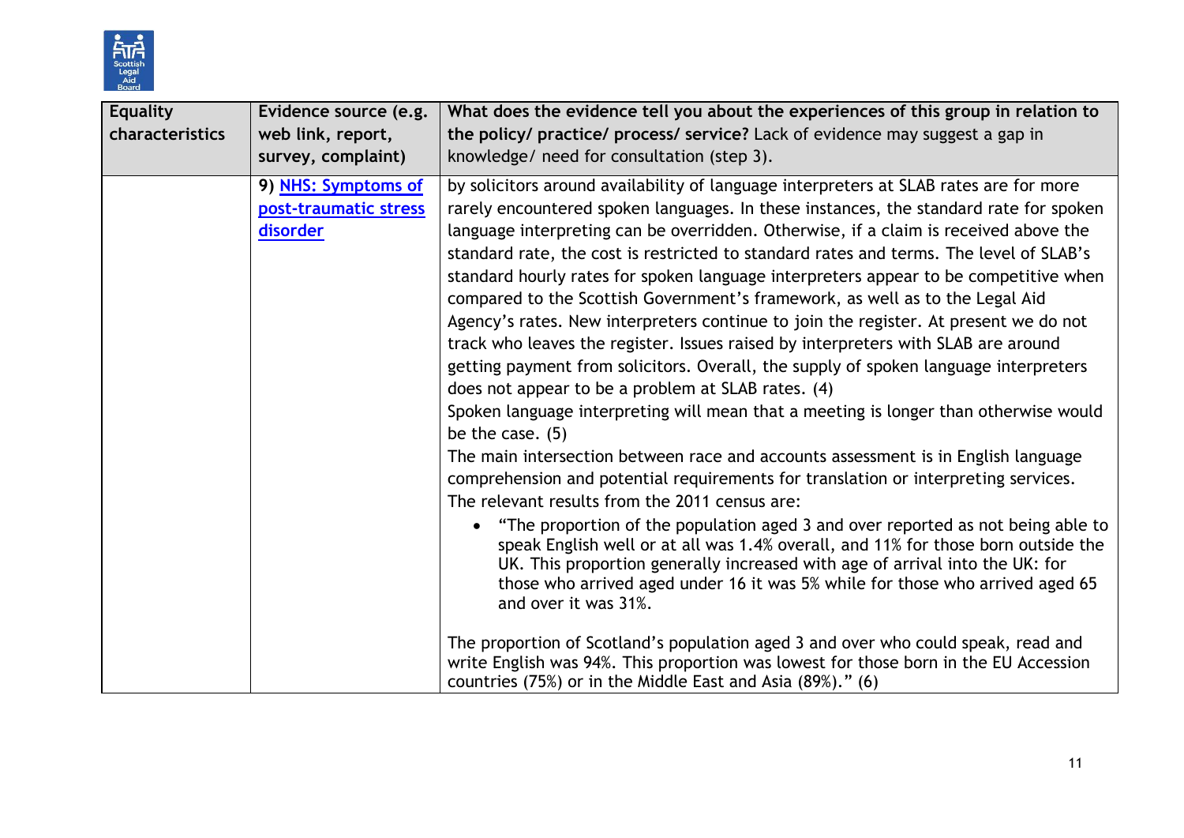| Equality characteristics | Evidence source (e.g. web link, report, survey, complaint) | What does the evidence tell you about the experiences of this group in relation to the policy/ practice/ process/ service? Lack of evidence may suggest a gap in knowledge/ need for consultation (step 3). |
|---|---|---|
| | 9) [NHS: Symptoms of post-traumatic stress disorder]() | by solicitors around availability of language interpreters at SLAB rates are for more rarely encountered spoken languages. In these instances, the standard rate for spoken language interpreting can be overridden. Otherwise, if a claim is received above the standard rate, the cost is restricted to standard rates and terms. The level of SLAB's standard hourly rates for spoken language interpreters appear to be competitive when compared to the Scottish Government's framework, as well as to the Legal Aid Agency's rates. New interpreters continue to join the register. At present we do not track who leaves the register. Issues raised by interpreters with SLAB are around getting payment from solicitors. Overall, the supply of spoken language interpreters does not appear to be a problem at SLAB rates. (4)<br>Spoken language interpreting will mean that a meeting is longer than otherwise would be the case. (5)<br>The main intersection between race and accounts assessment is in English language comprehension and potential requirements for translation or interpreting services. The relevant results from the 2011 census are:<br>• "The proportion of the population aged 3 and over reported as not being able to speak English well or at all was 1.4% overall, and 11% for those born outside the UK. This proportion generally increased with age of arrival into the UK: for those who arrived aged under 16 it was 5% while for those who arrived aged 65 and over it was 31%.<br><br>The proportion of Scotland's population aged 3 and over who could speak, read and write English was 94%. This proportion was lowest for those born in the EU Accession countries (75%) or in the Middle East and Asia (89%)." (6) |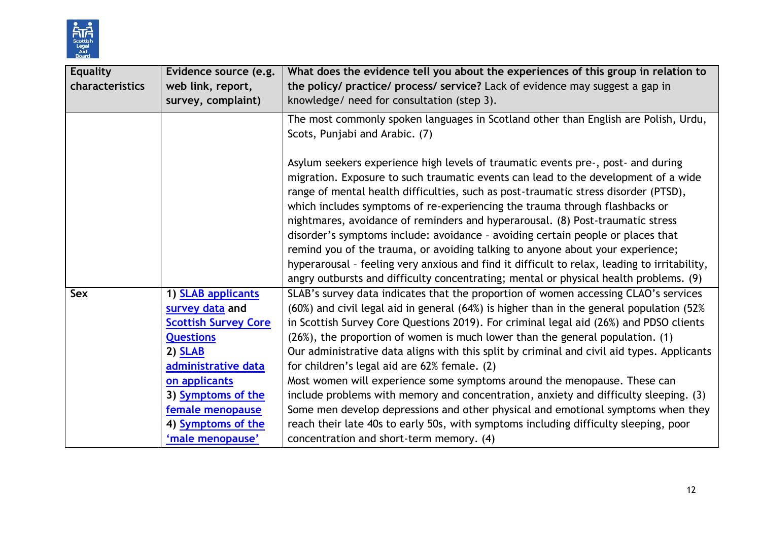| Equality characteristics | Evidence source (e.g. web link, report, survey, complaint) | **What does the evidence tell you about the experiences of this group in relation to the policy/ practice/ process/ service?** Lack of evidence may suggest a gap in knowledge/ need for consultation (step 3). |
|---|---|---|
| | | The most commonly spoken languages in Scotland other than English are Polish, Urdu, Scots, Punjabi and Arabic. (7)<br><br>Asylum seekers experience high levels of traumatic events pre-, post- and during migration. Exposure to such traumatic events can lead to the development of a wide range of mental health difficulties, such as post-traumatic stress disorder (PTSD), which includes symptoms of re-experiencing the trauma through flashbacks or nightmares, avoidance of reminders and hyperarousal. (8) Post-traumatic stress disorder's symptoms include: avoidance – avoiding certain people or places that remind you of the trauma, or avoiding talking to anyone about your experience; hyperarousal – feeling very anxious and find it difficult to relax, leading to irritability, angry outbursts and difficulty concentrating; mental or physical health problems. (9) |
| **Sex** | **1) SLAB applicants survey data and Scottish Survey Core Questions**<br>**2) SLAB administrative data on applicants**<br>**3) Symptoms of the female menopause**<br>**4) Symptoms of the 'male menopause'** | SLAB's survey data indicates that the proportion of women accessing CLAO's services (60%) and civil legal aid in general (64%) is higher than in the general population (52% in Scottish Survey Core Questions 2019). For criminal legal aid (26%) and PDSO clients (26%), the proportion of women is much lower than the general population. (1)<br>Our administrative data aligns with this split by criminal and civil aid types. Applicants for children's legal aid are 62% female. (2)<br>Most women will experience some symptoms around the menopause. These can include problems with memory and concentration, anxiety and difficulty sleeping. (3)<br>Some men develop depressions and other physical and emotional symptoms when they reach their late 40s to early 50s, with symptoms including difficulty sleeping, poor concentration and short-term memory. (4) |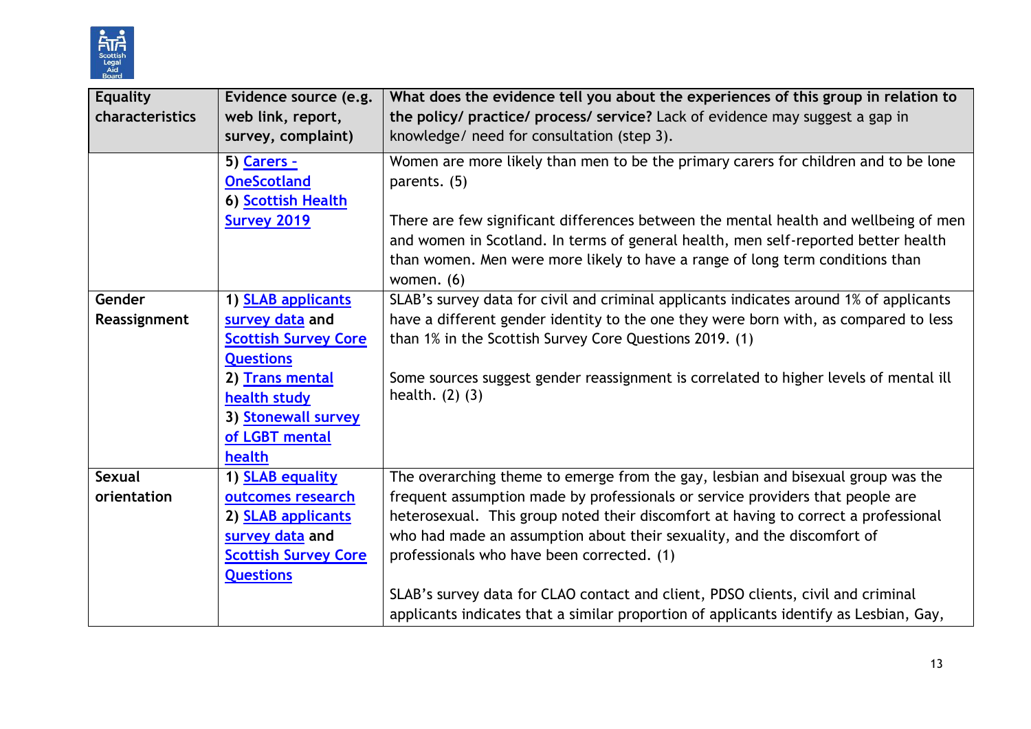| Equality characteristics | Evidence source (e.g. web link, report, survey, complaint) | What does the evidence tell you about the experiences of this group in relation to the policy/ practice/ process/ service? Lack of evidence may suggest a gap in knowledge/ need for consultation (step 3). |
|---|---|---|
| | **5) Carers - OneScotland**<br>**6) Scottish Health Survey 2019** | Women are more likely than men to be the primary carers for children and to be lone parents. (5)<br><br>There are few significant differences between the mental health and wellbeing of men and women in Scotland. In terms of general health, men self-reported better health than women. Men were more likely to have a range of long term conditions than women. (6) |
| **Gender Reassignment** | **1) SLAB applicants survey data and Scottish Survey Core Questions**<br>**2) Trans mental health study**<br>**3) Stonewall survey of LGBT mental health** | SLAB's survey data for civil and criminal applicants indicates around 1% of applicants have a different gender identity to the one they were born with, as compared to less than 1% in the Scottish Survey Core Questions 2019. (1)<br><br>Some sources suggest gender reassignment is correlated to higher levels of mental ill health. (2) (3) |
| **Sexual orientation** | **1) SLAB equality outcomes research**<br>**2) SLAB applicants survey data and Scottish Survey Core Questions** | The overarching theme to emerge from the gay, lesbian and bisexual group was the frequent assumption made by professionals or service providers that people are heterosexual. This group noted their discomfort at having to correct a professional who had made an assumption about their sexuality, and the discomfort of professionals who have been corrected. (1)<br><br>SLAB's survey data for CLAO contact and client, PDSO clients, civil and criminal applicants indicates that a similar proportion of applicants identify as Lesbian, Gay, |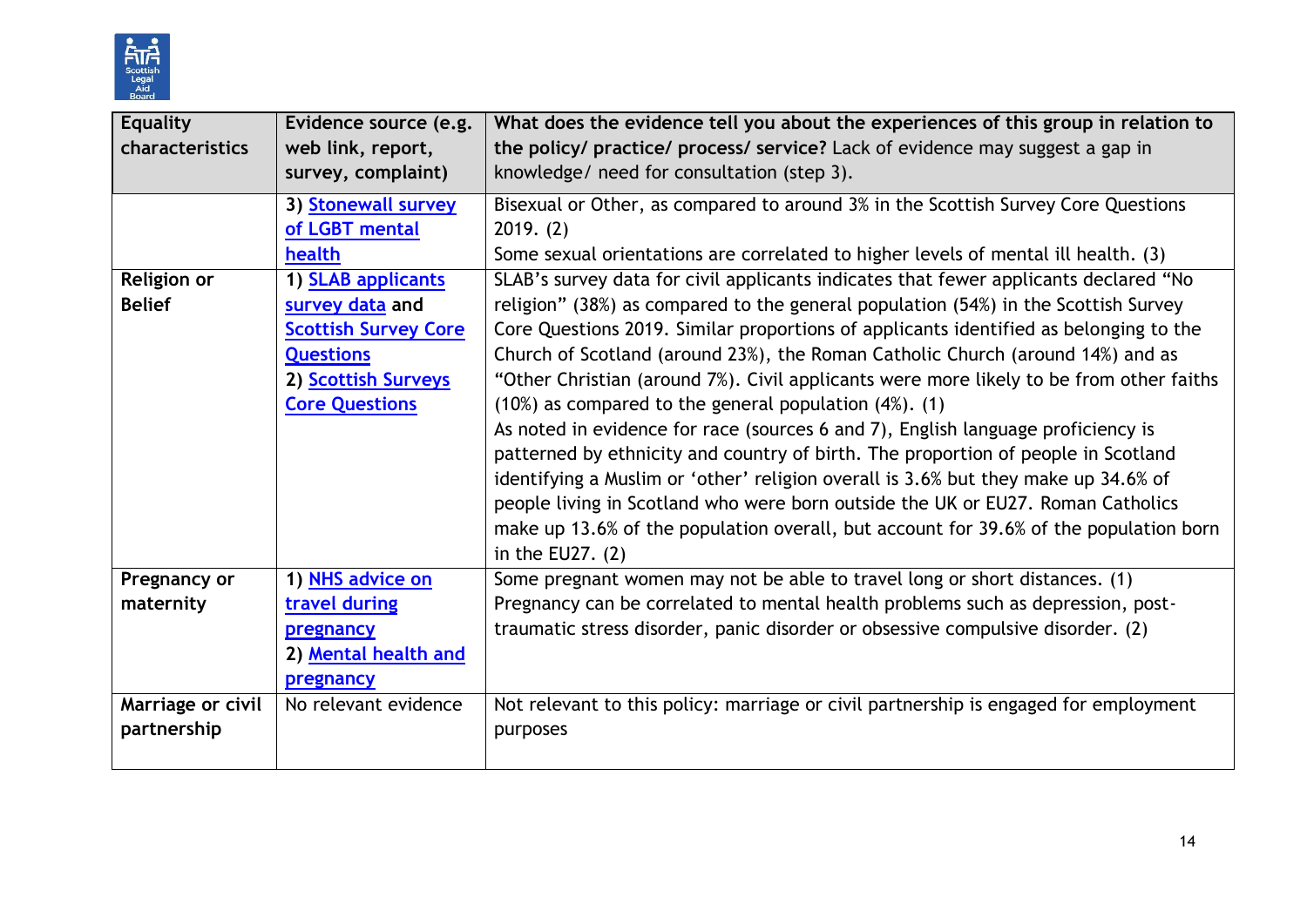| Equality characteristics | Evidence source (e.g. web link, report, survey, complaint) | What does the evidence tell you about the experiences of this group in relation to the policy/ practice/ process/ service? Lack of evidence may suggest a gap in knowledge/ need for consultation (step 3). |
|---|---|---|
| | 3) Stonewall survey of LGBT mental health | Bisexual or Other, as compared to around 3% in the Scottish Survey Core Questions 2019. (2)<br>Some sexual orientations are correlated to higher levels of mental ill health. (3) |
| **Religion or Belief** | 1) SLAB applicants survey data and Scottish Survey Core Questions<br>2) Scottish Surveys Core Questions | SLAB's survey data for civil applicants indicates that fewer applicants declared "No religion" (38%) as compared to the general population (54%) in the Scottish Survey Core Questions 2019. Similar proportions of applicants identified as belonging to the Church of Scotland (around 23%), the Roman Catholic Church (around 14%) and as "Other Christian (around 7%). Civil applicants were more likely to be from other faiths (10%) as compared to the general population (4%). (1)<br>As noted in evidence for race (sources 6 and 7), English language proficiency is patterned by ethnicity and country of birth. The proportion of people in Scotland identifying a Muslim or 'other' religion overall is 3.6% but they make up 34.6% of people living in Scotland who were born outside the UK or EU27. Roman Catholics make up 13.6% of the population overall, but account for 39.6% of the population born in the EU27. (2) |
| **Pregnancy or maternity** | 1) NHS advice on travel during pregnancy<br>2) Mental health and pregnancy | Some pregnant women may not be able to travel long or short distances. (1)<br>Pregnancy can be correlated to mental health problems such as depression, post-traumatic stress disorder, panic disorder or obsessive compulsive disorder. (2) |
| **Marriage or civil partnership** | No relevant evidence | Not relevant to this policy: marriage or civil partnership is engaged for employment purposes |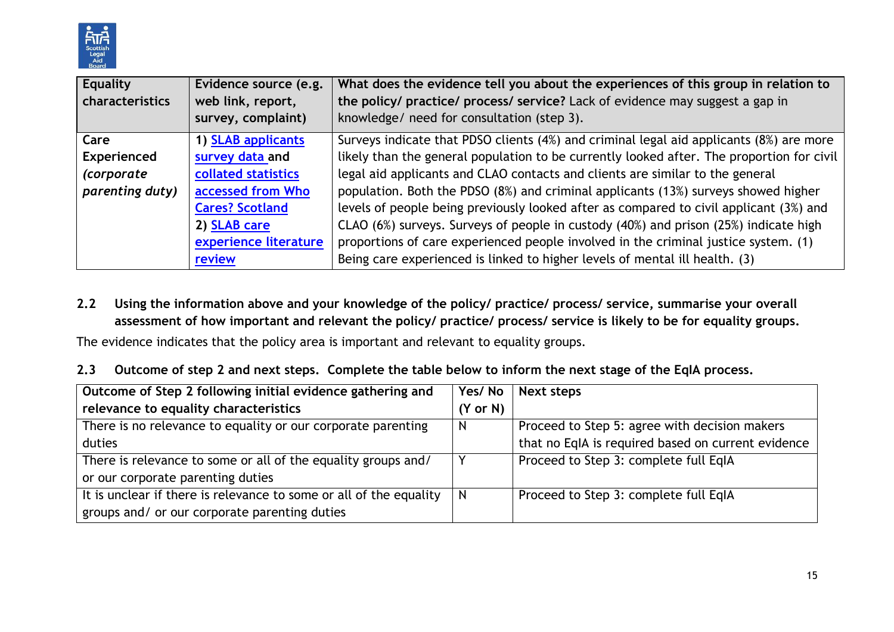| Equality characteristics | Evidence source (e.g. web link, report, survey, complaint) | What does the evidence tell you about the experiences of this group in relation to the policy/ practice/ process/ service? Lack of evidence may suggest a gap in knowledge/ need for consultation (step 3). |
|---|---|---|
| **Care Experienced** ***(corporate parenting duty)*** | 1) SLAB applicants survey data **and** collated statistics accessed from Who Cares? Scotland 2) SLAB care experience literature review | Surveys indicate that PDSO clients (4%) and criminal legal aid applicants (8%) are more likely than the general population to be currently looked after. The proportion for civil legal aid applicants and CLAO contacts and clients are similar to the general population. Both the PDSO (8%) and criminal applicants (13%) surveys showed higher levels of people being previously looked after as compared to civil applicant (3%) and CLAO (6%) surveys. Surveys of people in custody (40%) and prison (25%) indicate high proportions of care experienced people involved in the criminal justice system. (1) Being care experienced is linked to higher levels of mental ill health. (3) |

**2.2 Using the information above and your knowledge of the policy/ practice/ process/ service, summarise your overall assessment of how important and relevant the policy/ practice/ process/ service is likely to be for equality groups.**

The evidence indicates that the policy area is important and relevant to equality groups.

**2.3 Outcome of step 2 and next steps. Complete the table below to inform the next stage of the EqIA process.**

| Outcome of Step 2 following initial evidence gathering and relevance to equality characteristics | Yes/ No (Y or N) | Next steps |
|---|---|---|
| There is no relevance to equality or our corporate parenting duties | N | Proceed to Step 5: agree with decision makers that no EqIA is required based on current evidence |
| There is relevance to some or all of the equality groups and/ or our corporate parenting duties | Y | Proceed to Step 3: complete full EqIA |
| It is unclear if there is relevance to some or all of the equality groups and/ or our corporate parenting duties | N | Proceed to Step 3: complete full EqIA |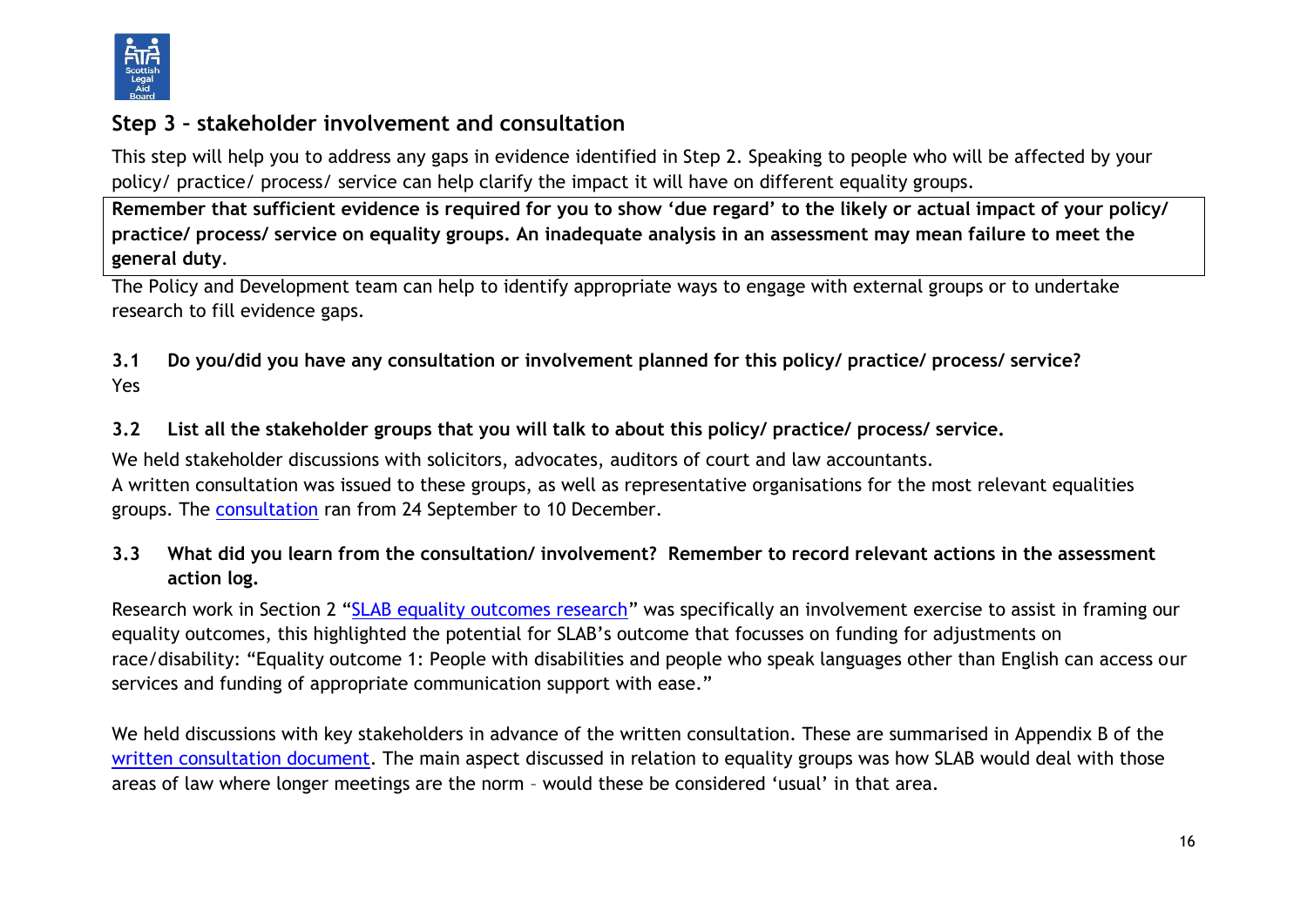## Step 3 – stakeholder involvement and consultation

This step will help you to address any gaps in evidence identified in Step 2. Speaking to people who will be affected by your policy/ practice/ process/ service can help clarify the impact it will have on different equality groups.

**Remember that sufficient evidence is required for you to show 'due regard' to the likely or actual impact of your policy/ practice/ process/ service on equality groups. An inadequate analysis in an assessment may mean failure to meet the general duty**.

The Policy and Development team can help to identify appropriate ways to engage with external groups or to undertake research to fill evidence gaps.

**3.1 Do you/did you have any consultation or involvement planned for this policy/ practice/ process/ service?**

Yes

**3.2 List all the stakeholder groups that you will talk to about this policy/ practice/ process/ service.**

We held stakeholder discussions with solicitors, advocates, auditors of court and law accountants.

A written consultation was issued to these groups, as well as representative organisations for the most relevant equalities groups. The consultation ran from 24 September to 10 December.

**3.3 What did you learn from the consultation/ involvement? Remember to record relevant actions in the assessment action log.**

Research work in Section 2 "SLAB equality outcomes research" was specifically an involvement exercise to assist in framing our equality outcomes, this highlighted the potential for SLAB's outcome that focusses on funding for adjustments on race/disability: "Equality outcome 1: People with disabilities and people who speak languages other than English can access our services and funding of appropriate communication support with ease."

We held discussions with key stakeholders in advance of the written consultation. These are summarised in Appendix B of the written consultation document. The main aspect discussed in relation to equality groups was how SLAB would deal with those areas of law where longer meetings are the norm – would these be considered 'usual' in that area.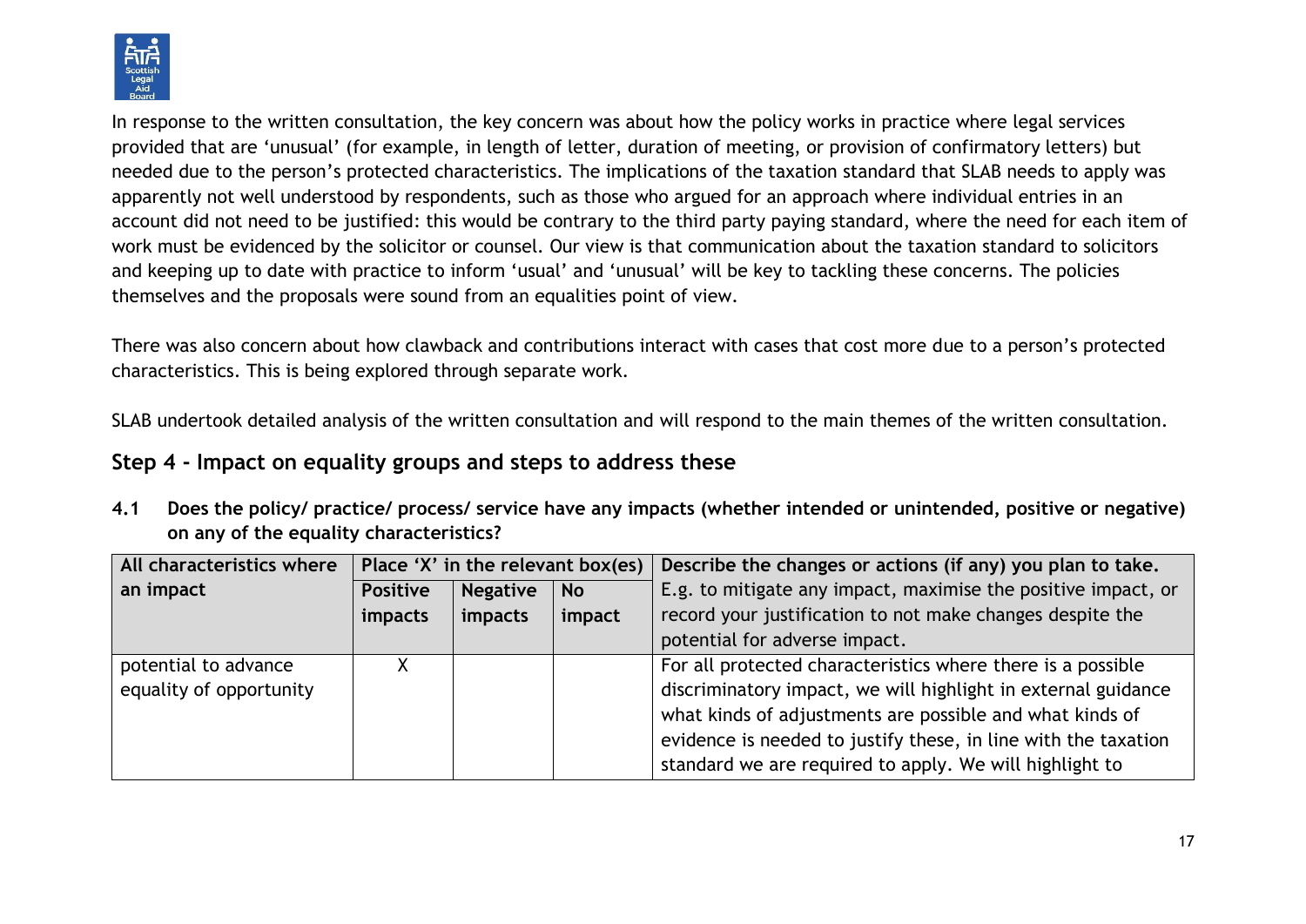In response to the written consultation, the key concern was about how the policy works in practice where legal services provided that are 'unusual' (for example, in length of letter, duration of meeting, or provision of confirmatory letters) but needed due to the person's protected characteristics. The implications of the taxation standard that SLAB needs to apply was apparently not well understood by respondents, such as those who argued for an approach where individual entries in an account did not need to be justified: this would be contrary to the third party paying standard, where the need for each item of work must be evidenced by the solicitor or counsel. Our view is that communication about the taxation standard to solicitors and keeping up to date with practice to inform 'usual' and 'unusual' will be key to tackling these concerns. The policies themselves and the proposals were sound from an equalities point of view.

There was also concern about how clawback and contributions interact with cases that cost more due to a person's protected characteristics. This is being explored through separate work.

SLAB undertook detailed analysis of the written consultation and will respond to the main themes of the written consultation.

## Step 4 - Impact on equality groups and steps to address these

**4.1 Does the policy/ practice/ process/ service have any impacts (whether intended or unintended, positive or negative) on any of the equality characteristics?**

| All characteristics where an impact | Place 'X' in the relevant box(es) | | | Describe the changes or actions (if any) you plan to take. |
|---|---|---|---|---|
| | **Positive impacts** | **Negative impacts** | **No impact** | E.g. to mitigate any impact, maximise the positive impact, or record your justification to not make changes despite the potential for adverse impact. |
| potential to advance equality of opportunity | X | | | For all protected characteristics where there is a possible discriminatory impact, we will highlight in external guidance what kinds of adjustments are possible and what kinds of evidence is needed to justify these, in line with the taxation standard we are required to apply. We will highlight to |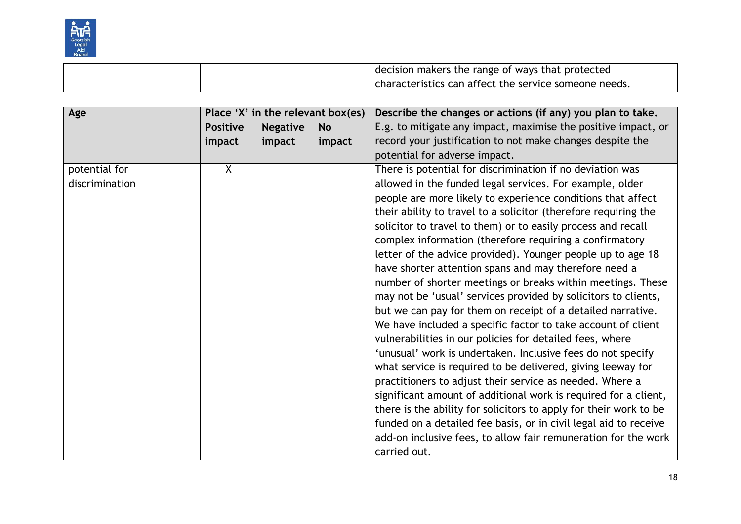| | | | | decision makers the range of ways that protected characteristics can affect the service someone needs. |
|---|---|---|---|---|

| **Age** | **Place 'X' in the relevant box(es)** | | | **Describe the changes or actions (if any) you plan to take.** E.g. to mitigate any impact, maximise the positive impact, or record your justification to not make changes despite the potential for adverse impact. |
|---|---|---|---|---|
| | **Positive impact** | **Negative impact** | **No impact** | |
| potential for discrimination | X | | | There is potential for discrimination if no deviation was allowed in the funded legal services. For example, older people are more likely to experience conditions that affect their ability to travel to a solicitor (therefore requiring the solicitor to travel to them) or to easily process and recall complex information (therefore requiring a confirmatory letter of the advice provided). Younger people up to age 18 have shorter attention spans and may therefore need a number of shorter meetings or breaks within meetings. These may not be 'usual' services provided by solicitors to clients, but we can pay for them on receipt of a detailed narrative. We have included a specific factor to take account of client vulnerabilities in our policies for detailed fees, where 'unusual' work is undertaken. Inclusive fees do not specify what service is required to be delivered, giving leeway for practitioners to adjust their service as needed. Where a significant amount of additional work is required for a client, there is the ability for solicitors to apply for their work to be funded on a detailed fee basis, or in civil legal aid to receive add-on inclusive fees, to allow fair remuneration for the work carried out. |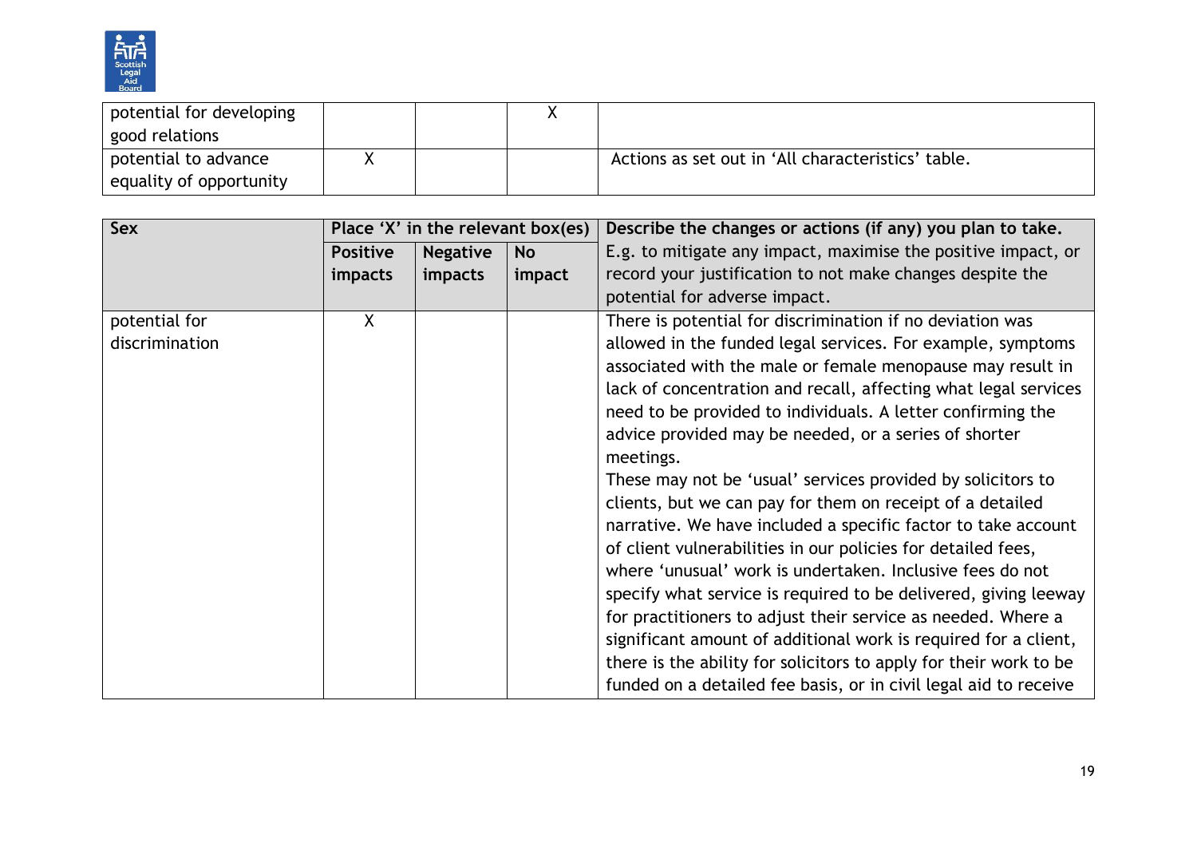| | | | | |
|---|---|---|---|---|
| potential for developing good relations | | | X | |
| potential to advance equality of opportunity | X | | | Actions as set out in 'All characteristics' table. |

| Sex | Place 'X' in the relevant box(es) | | | Describe the changes or actions (if any) you plan to take. E.g. to mitigate any impact, maximise the positive impact, or record your justification to not make changes despite the potential for adverse impact. |
|---|---|---|---|---|
| | Positive impacts | Negative impacts | No impact | |
| potential for discrimination | X | | | There is potential for discrimination if no deviation was allowed in the funded legal services. For example, symptoms associated with the male or female menopause may result in lack of concentration and recall, affecting what legal services need to be provided to individuals. A letter confirming the advice provided may be needed, or a series of shorter meetings.<br>These may not be 'usual' services provided by solicitors to clients, but we can pay for them on receipt of a detailed narrative. We have included a specific factor to take account of client vulnerabilities in our policies for detailed fees, where 'unusual' work is undertaken. Inclusive fees do not specify what service is required to be delivered, giving leeway for practitioners to adjust their service as needed. Where a significant amount of additional work is required for a client, there is the ability for solicitors to apply for their work to be funded on a detailed fee basis, or in civil legal aid to receive |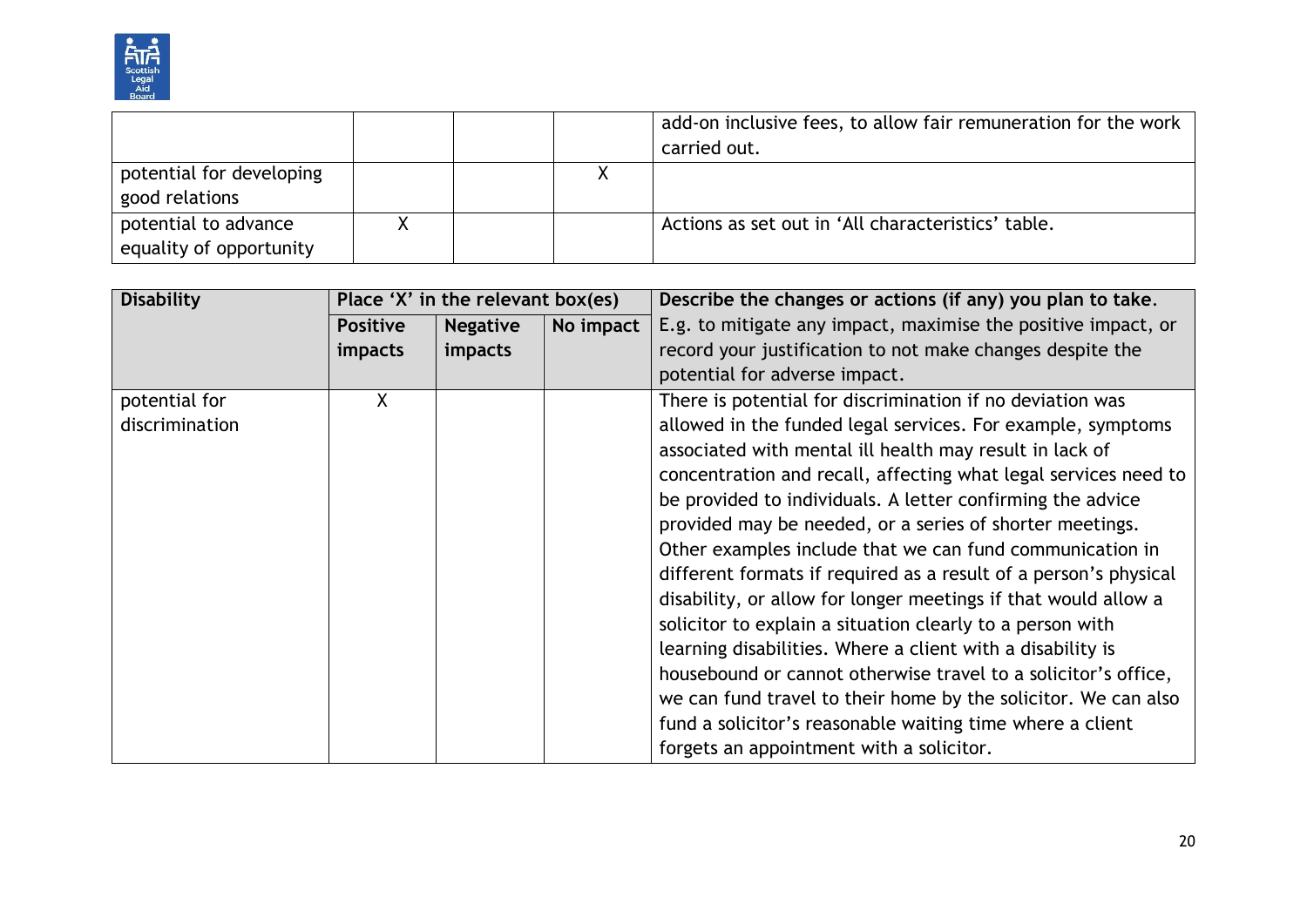| | | | | |
|---|---|---|---|---|
| | | | | add-on inclusive fees, to allow fair remuneration for the work carried out. |
| potential for developing good relations | | | X | |
| potential to advance equality of opportunity | X | | | Actions as set out in 'All characteristics' table. |

| **Disability** | **Place 'X' in the relevant box(es)** | | | **Describe the changes or actions (if any) you plan to take.** E.g. to mitigate any impact, maximise the positive impact, or record your justification to not make changes despite the potential for adverse impact. |
|---|---|---|---|---|
| | **Positive impacts** | **Negative impacts** | **No impact** | |
| potential for discrimination | X | | | There is potential for discrimination if no deviation was allowed in the funded legal services. For example, symptoms associated with mental ill health may result in lack of concentration and recall, affecting what legal services need to be provided to individuals. A letter confirming the advice provided may be needed, or a series of shorter meetings. Other examples include that we can fund communication in different formats if required as a result of a person's physical disability, or allow for longer meetings if that would allow a solicitor to explain a situation clearly to a person with learning disabilities. Where a client with a disability is housebound or cannot otherwise travel to a solicitor's office, we can fund travel to their home by the solicitor. We can also fund a solicitor's reasonable waiting time where a client forgets an appointment with a solicitor. |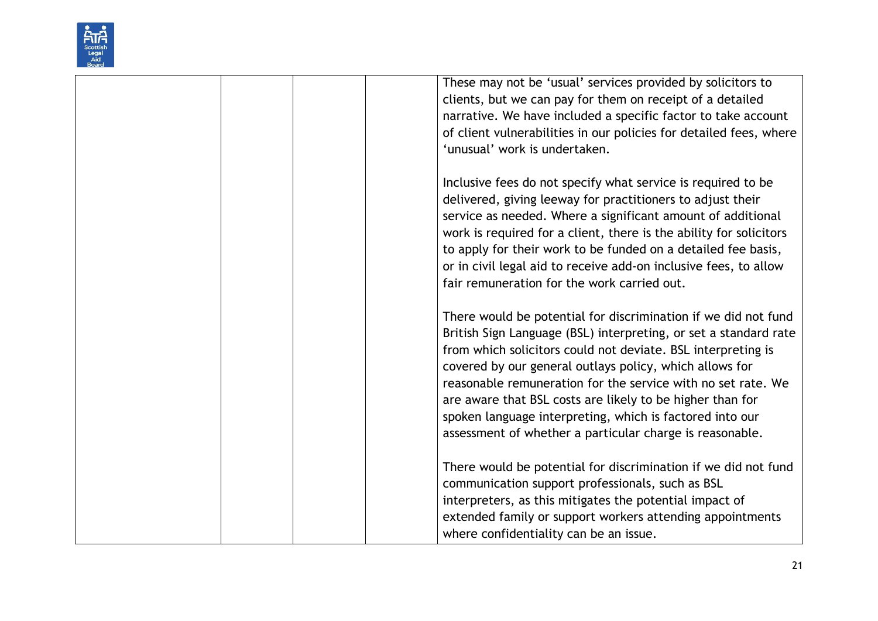|  |  |  |  | These may not be 'usual' services provided by solicitors to clients, but we can pay for them on receipt of a detailed narrative. We have included a specific factor to take account of client vulnerabilities in our policies for detailed fees, where 'unusual' work is undertaken.<br><br>Inclusive fees do not specify what service is required to be delivered, giving leeway for practitioners to adjust their service as needed. Where a significant amount of additional work is required for a client, there is the ability for solicitors to apply for their work to be funded on a detailed fee basis, or in civil legal aid to receive add-on inclusive fees, to allow fair remuneration for the work carried out.<br><br>There would be potential for discrimination if we did not fund British Sign Language (BSL) interpreting, or set a standard rate from which solicitors could not deviate. BSL interpreting is covered by our general outlays policy, which allows for reasonable remuneration for the service with no set rate. We are aware that BSL costs are likely to be higher than for spoken language interpreting, which is factored into our assessment of whether a particular charge is reasonable.<br><br>There would be potential for discrimination if we did not fund communication support professionals, such as BSL interpreters, as this mitigates the potential impact of extended family or support workers attending appointments where confidentiality can be an issue. |
|---|---|---|---|---|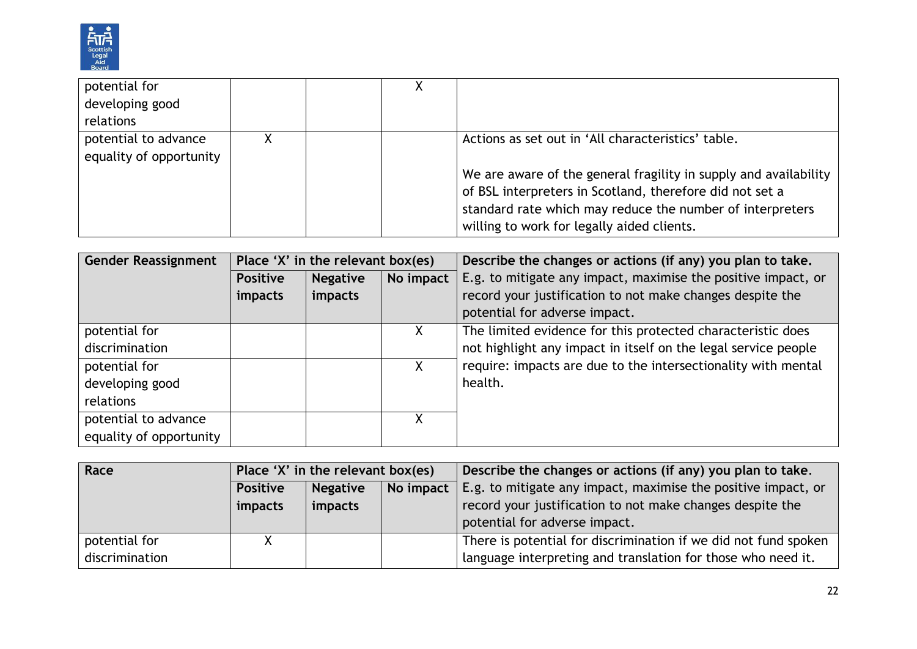| | | | | |
|---|---|---|---|---|
| potential for developing good relations | | | X | |
| potential to advance equality of opportunity | X | | | Actions as set out in 'All characteristics' table.<br><br>We are aware of the general fragility in supply and availability of BSL interpreters in Scotland, therefore did not set a standard rate which may reduce the number of interpreters willing to work for legally aided clients. |

| **Gender Reassignment** | **Place 'X' in the relevant box(es)** | | | **Describe the changes or actions (if any) you plan to take.** E.g. to mitigate any impact, maximise the positive impact, or record your justification to not make changes despite the potential for adverse impact. |
|---|---|---|---|---|
| | **Positive impacts** | **Negative impacts** | **No impact** | |
| potential for discrimination | | | X | The limited evidence for this protected characteristic does not highlight any impact in itself on the legal service people require: impacts are due to the intersectionality with mental health. |
| potential for developing good relations | | | X | |
| potential to advance equality of opportunity | | | X | |

| **Race** | **Place 'X' in the relevant box(es)** | | | **Describe the changes or actions (if any) you plan to take.** E.g. to mitigate any impact, maximise the positive impact, or record your justification to not make changes despite the potential for adverse impact. |
|---|---|---|---|---|
| | **Positive impacts** | **Negative impacts** | **No impact** | |
| potential for discrimination | X | | | There is potential for discrimination if we did not fund spoken language interpreting and translation for those who need it. |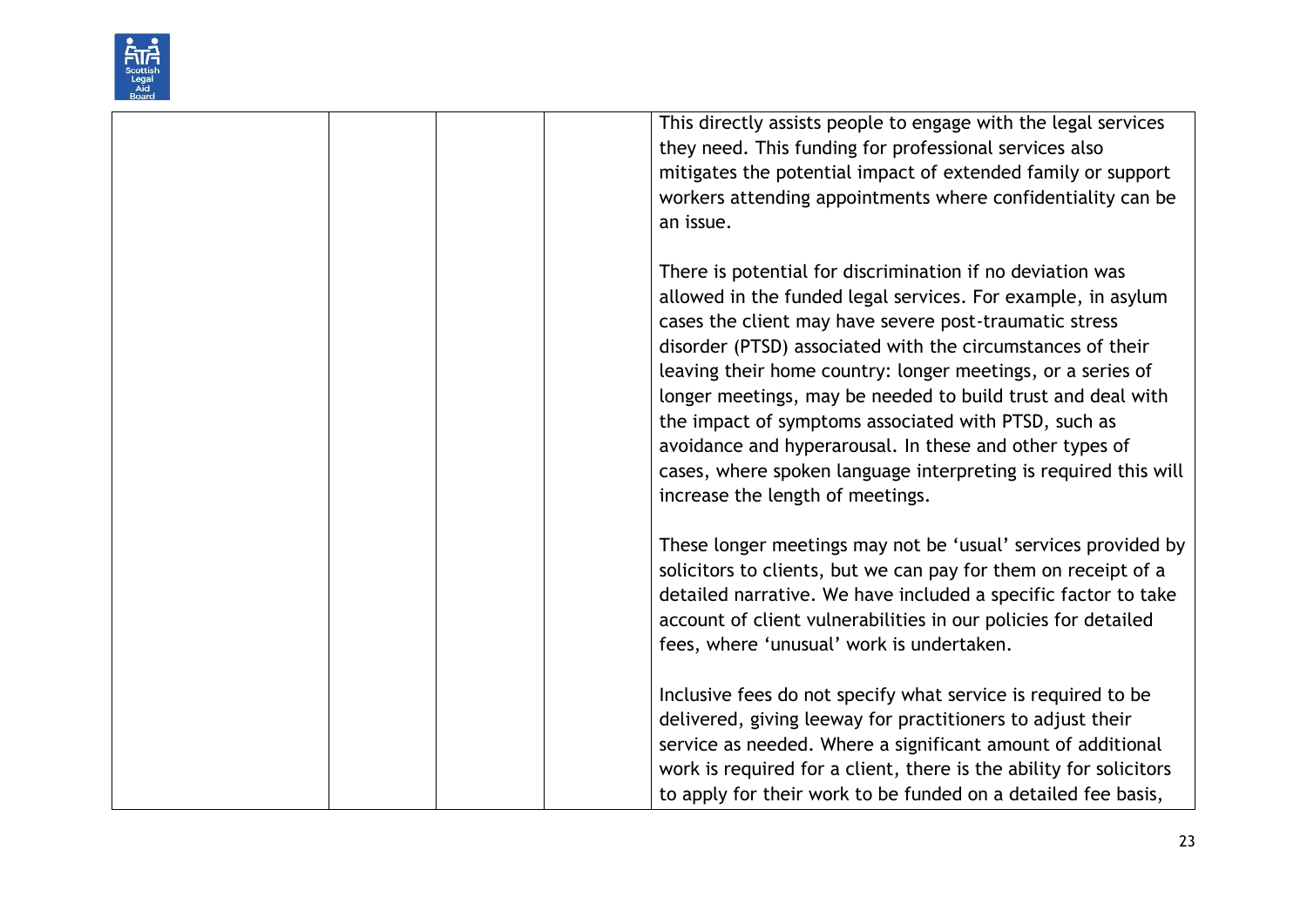|  |  |  |  | This directly assists people to engage with the legal services they need. This funding for professional services also mitigates the potential impact of extended family or support workers attending appointments where confidentiality can be an issue.<br><br>There is potential for discrimination if no deviation was allowed in the funded legal services. For example, in asylum cases the client may have severe post-traumatic stress disorder (PTSD) associated with the circumstances of their leaving their home country: longer meetings, or a series of longer meetings, may be needed to build trust and deal with the impact of symptoms associated with PTSD, such as avoidance and hyperarousal. In these and other types of cases, where spoken language interpreting is required this will increase the length of meetings.<br><br>These longer meetings may not be 'usual' services provided by solicitors to clients, but we can pay for them on receipt of a detailed narrative. We have included a specific factor to take account of client vulnerabilities in our policies for detailed fees, where 'unusual' work is undertaken.<br><br>Inclusive fees do not specify what service is required to be delivered, giving leeway for practitioners to adjust their service as needed. Where a significant amount of additional work is required for a client, there is the ability for solicitors to apply for their work to be funded on a detailed fee basis, |
|---|---|---|---|---|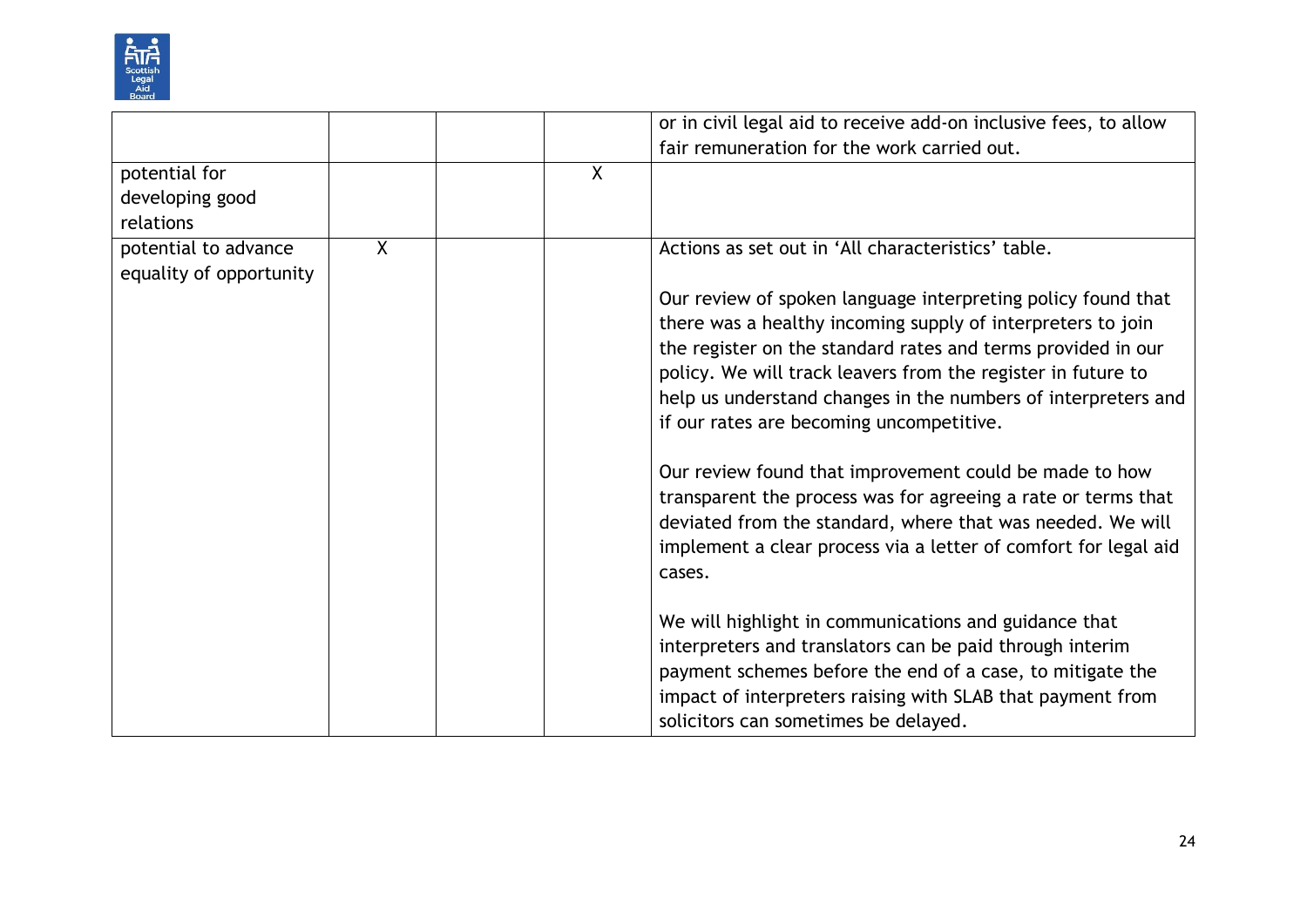| | | | | |
|---|---|---|---|---|
| | | | | or in civil legal aid to receive add-on inclusive fees, to allow fair remuneration for the work carried out. |
| potential for developing good relations | | | X | |
| potential to advance equality of opportunity | X | | | Actions as set out in 'All characteristics' table.<br><br>Our review of spoken language interpreting policy found that there was a healthy incoming supply of interpreters to join the register on the standard rates and terms provided in our policy. We will track leavers from the register in future to help us understand changes in the numbers of interpreters and if our rates are becoming uncompetitive.<br><br>Our review found that improvement could be made to how transparent the process was for agreeing a rate or terms that deviated from the standard, where that was needed. We will implement a clear process via a letter of comfort for legal aid cases.<br><br>We will highlight in communications and guidance that interpreters and translators can be paid through interim payment schemes before the end of a case, to mitigate the impact of interpreters raising with SLAB that payment from solicitors can sometimes be delayed. |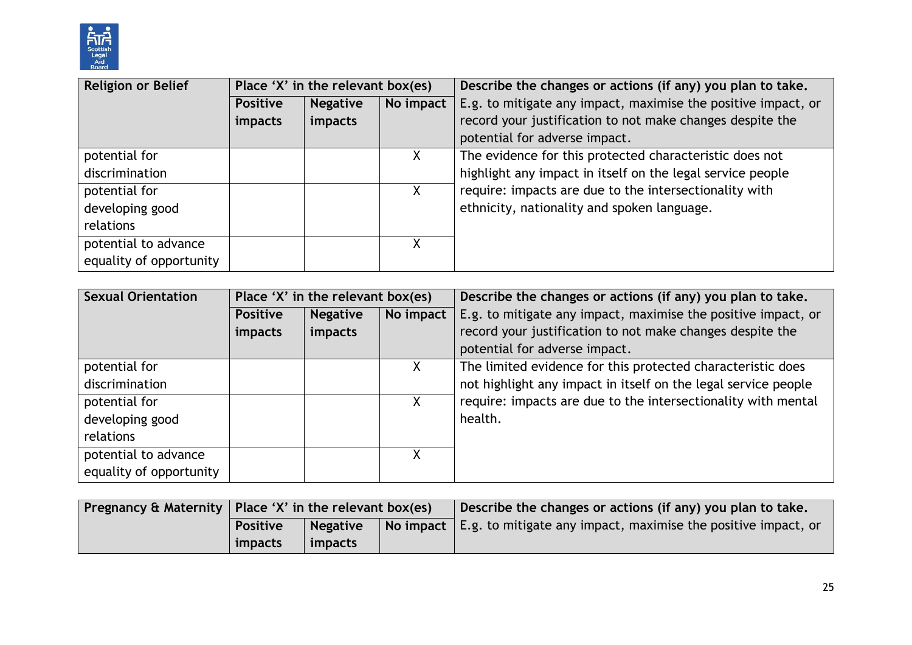| Religion or Belief | Place 'X' in the relevant box(es) | | | Describe the changes or actions (if any) you plan to take. |
|---|---|---|---|---|
| | **Positive impacts** | **Negative impacts** | **No impact** | E.g. to mitigate any impact, maximise the positive impact, or record your justification to not make changes despite the potential for adverse impact. |
| potential for discrimination | | | X | The evidence for this protected characteristic does not highlight any impact in itself on the legal service people require: impacts are due to the intersectionality with ethnicity, nationality and spoken language. |
| potential for developing good relations | | | X | |
| potential to advance equality of opportunity | | | X | |

| Sexual Orientation | Place 'X' in the relevant box(es) | | | Describe the changes or actions (if any) you plan to take. |
|---|---|---|---|---|
| | **Positive impacts** | **Negative impacts** | **No impact** | E.g. to mitigate any impact, maximise the positive impact, or record your justification to not make changes despite the potential for adverse impact. |
| potential for discrimination | | | X | The limited evidence for this protected characteristic does not highlight any impact in itself on the legal service people require: impacts are due to the intersectionality with mental health. |
| potential for developing good relations | | | X | |
| potential to advance equality of opportunity | | | X | |

| Pregnancy & Maternity | Place 'X' in the relevant box(es) | | | Describe the changes or actions (if any) you plan to take. |
|---|---|---|---|---|
| | **Positive impacts** | **Negative impacts** | **No impact** | E.g. to mitigate any impact, maximise the positive impact, or |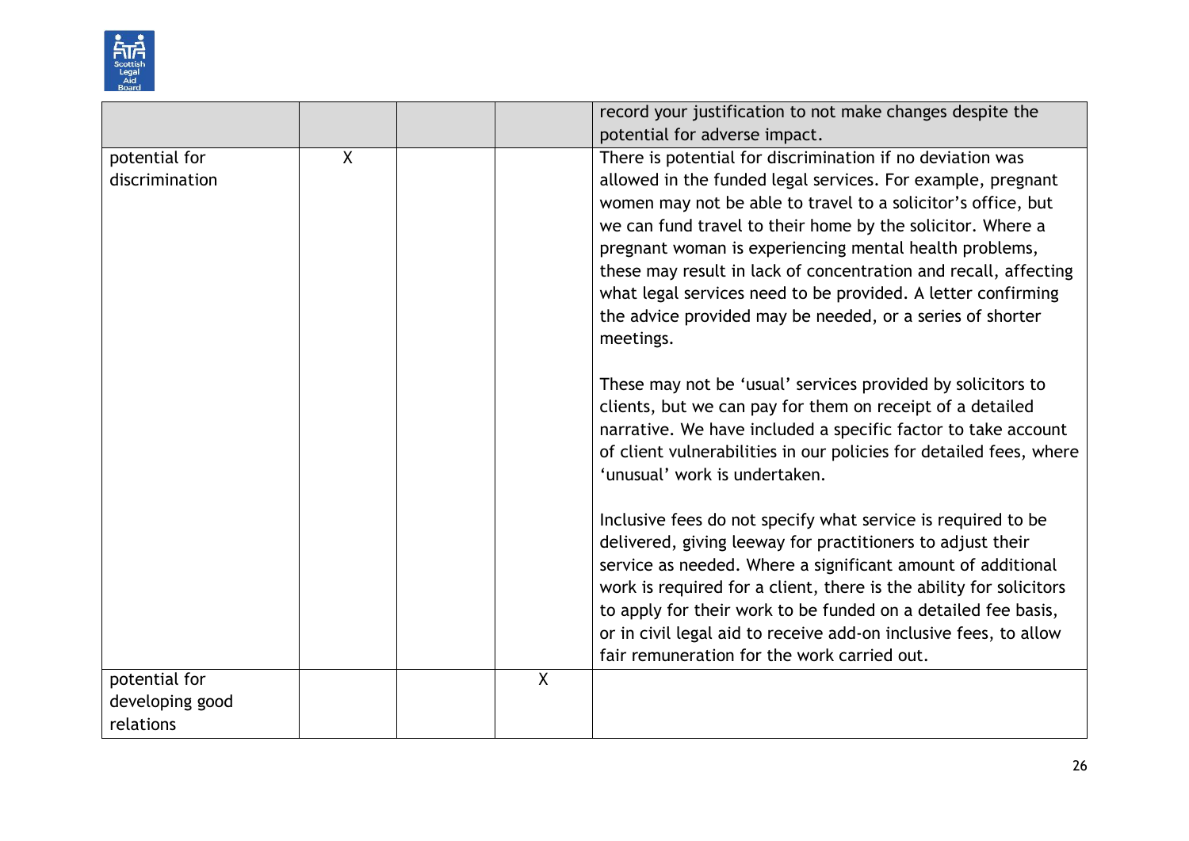| | | | | |
|---|---|---|---|---|
| | | | | record your justification to not make changes despite the potential for adverse impact. |
| potential for discrimination | X | | | There is potential for discrimination if no deviation was allowed in the funded legal services. For example, pregnant women may not be able to travel to a solicitor's office, but we can fund travel to their home by the solicitor. Where a pregnant woman is experiencing mental health problems, these may result in lack of concentration and recall, affecting what legal services need to be provided. A letter confirming the advice provided may be needed, or a series of shorter meetings.<br><br>These may not be 'usual' services provided by solicitors to clients, but we can pay for them on receipt of a detailed narrative. We have included a specific factor to take account of client vulnerabilities in our policies for detailed fees, where 'unusual' work is undertaken.<br><br>Inclusive fees do not specify what service is required to be delivered, giving leeway for practitioners to adjust their service as needed. Where a significant amount of additional work is required for a client, there is the ability for solicitors to apply for their work to be funded on a detailed fee basis, or in civil legal aid to receive add-on inclusive fees, to allow fair remuneration for the work carried out. |
| potential for developing good relations | | | X | |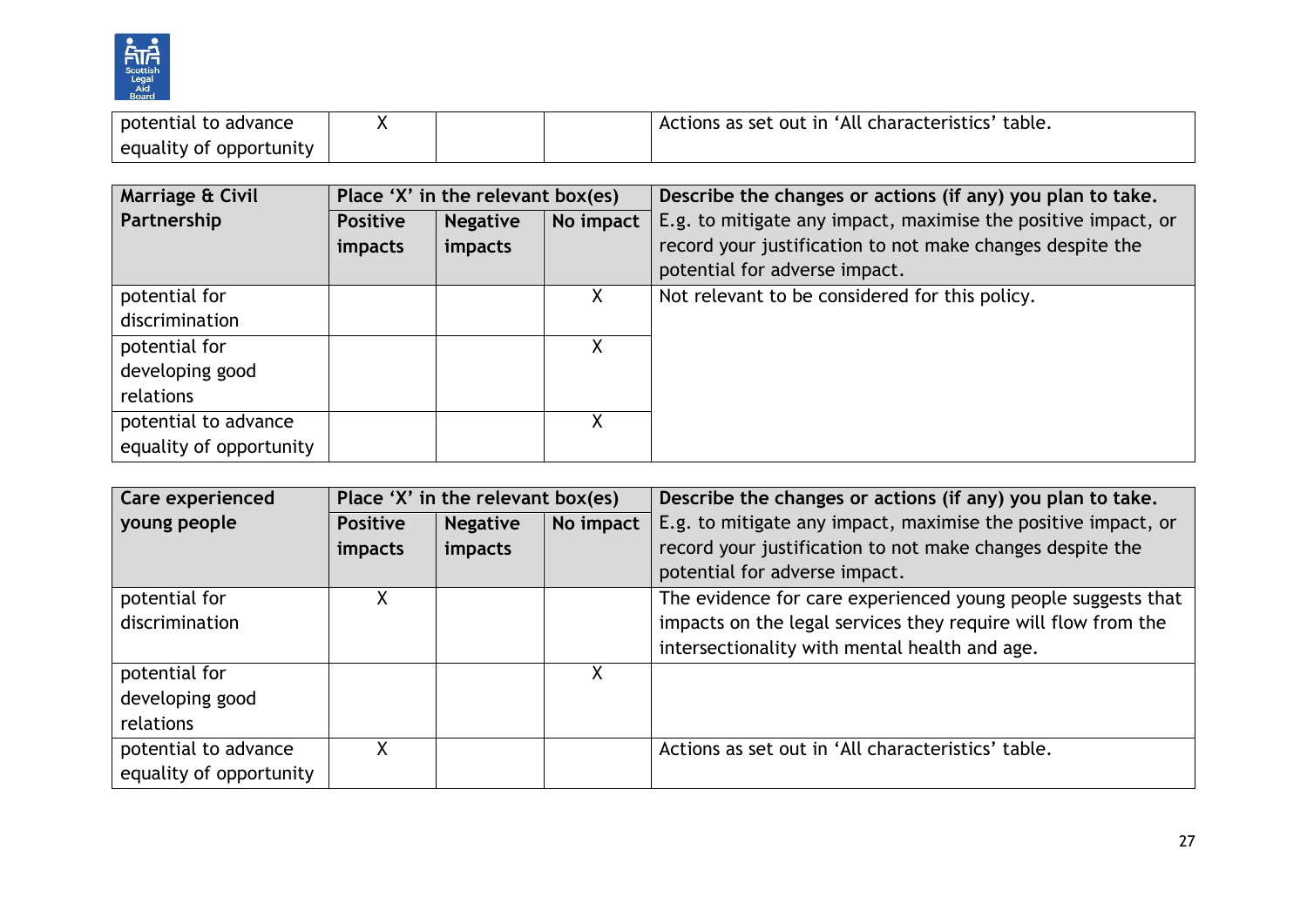| | | | | |
|---|---|---|---|---|
| potential to advance equality of opportunity | X | | | Actions as set out in 'All characteristics' table. |

| **Marriage & Civil Partnership** | **Place 'X' in the relevant box(es)** | | | **Describe the changes or actions (if any) you plan to take.** |
|---|---|---|---|---|
| | **Positive impacts** | **Negative impacts** | **No impact** | E.g. to mitigate any impact, maximise the positive impact, or record your justification to not make changes despite the potential for adverse impact. |
| potential for discrimination | | | X | Not relevant to be considered for this policy. |
| potential for developing good relations | | | X | |
| potential to advance equality of opportunity | | | X | |

| **Care experienced young people** | **Place 'X' in the relevant box(es)** | | | **Describe the changes or actions (if any) you plan to take.** |
|---|---|---|---|---|
| | **Positive impacts** | **Negative impacts** | **No impact** | E.g. to mitigate any impact, maximise the positive impact, or record your justification to not make changes despite the potential for adverse impact. |
| potential for discrimination | X | | | The evidence for care experienced young people suggests that impacts on the legal services they require will flow from the intersectionality with mental health and age. |
| potential for developing good relations | | | X | |
| potential to advance equality of opportunity | X | | | Actions as set out in 'All characteristics' table. |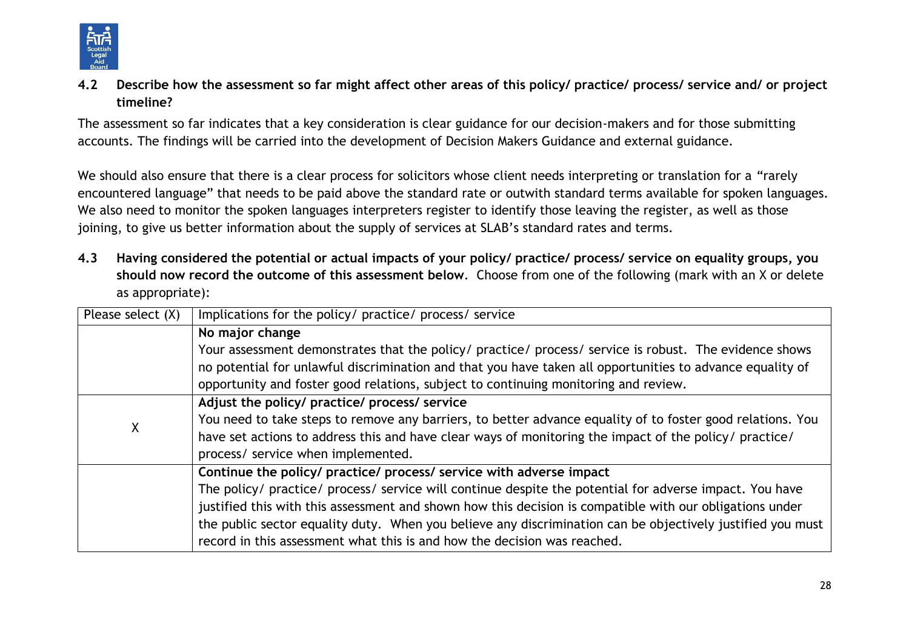### 4.2 Describe how the assessment so far might affect other areas of this policy/ practice/ process/ service and/ or project timeline?

The assessment so far indicates that a key consideration is clear guidance for our decision-makers and for those submitting accounts. The findings will be carried into the development of Decision Makers Guidance and external guidance.

We should also ensure that there is a clear process for solicitors whose client needs interpreting or translation for a "rarely encountered language" that needs to be paid above the standard rate or outwith standard terms available for spoken languages. We also need to monitor the spoken languages interpreters register to identify those leaving the register, as well as those joining, to give us better information about the supply of services at SLAB's standard rates and terms.

### 4.3 Having considered the potential or actual impacts of your policy/ practice/ process/ service on equality groups, you should now record the outcome of this assessment below. 

Choose from one of the following (mark with an X or delete as appropriate):

| Please select (X) | Implications for the policy/ practice/ process/ service |
|---|---|
| | **No major change** Your assessment demonstrates that the policy/ practice/ process/ service is robust. The evidence shows no potential for unlawful discrimination and that you have taken all opportunities to advance equality of opportunity and foster good relations, subject to continuing monitoring and review. |
| X | **Adjust the policy/ practice/ process/ service** You need to take steps to remove any barriers, to better advance equality of to foster good relations. You have set actions to address this and have clear ways of monitoring the impact of the policy/ practice/ process/ service when implemented. |
| | **Continue the policy/ practice/ process/ service with adverse impact** The policy/ practice/ process/ service will continue despite the potential for adverse impact. You have justified this with this assessment and shown how this decision is compatible with our obligations under the public sector equality duty. When you believe any discrimination can be objectively justified you must record in this assessment what this is and how the decision was reached. |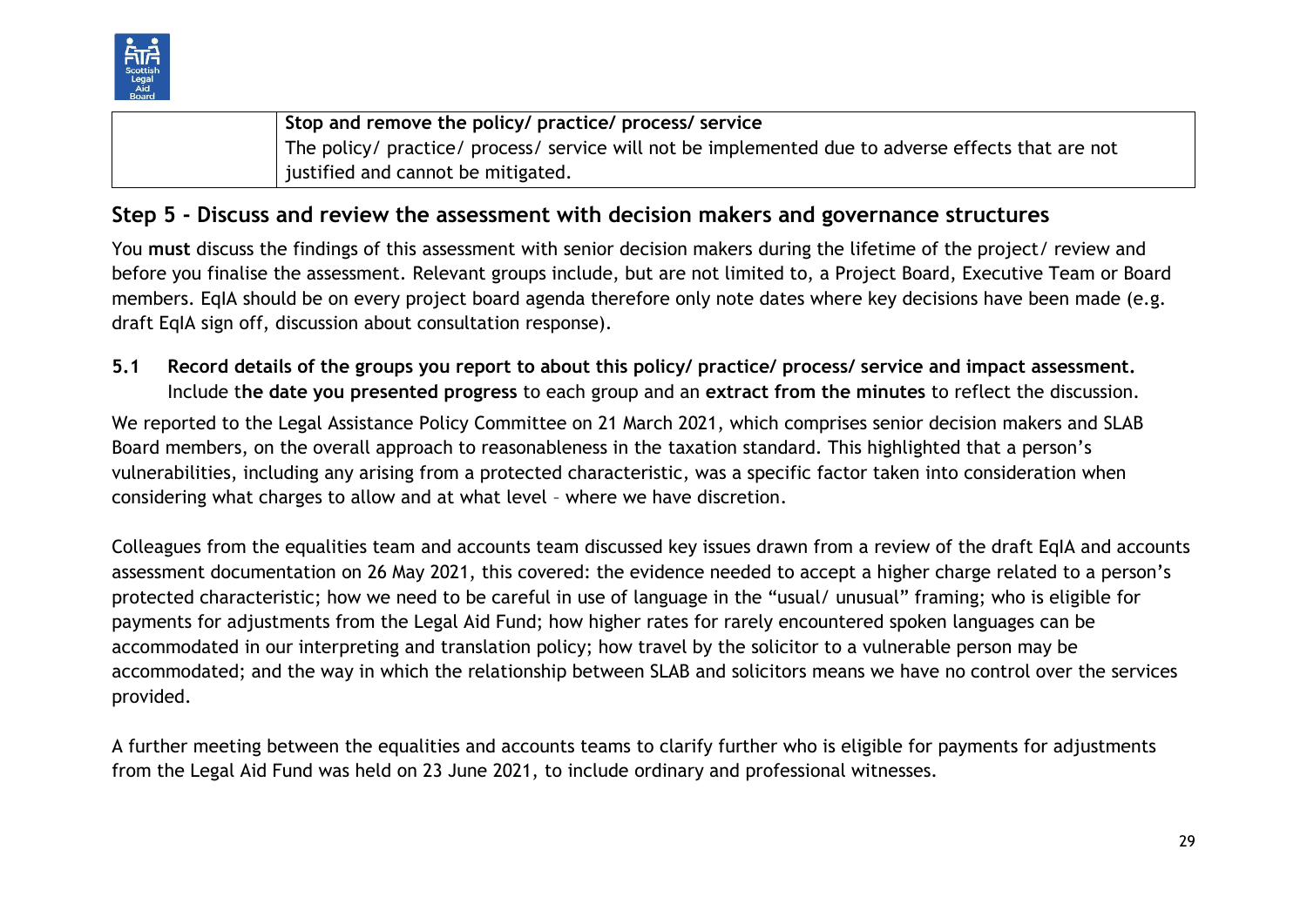| | **Stop and remove the policy/ practice/ process/ service**<br>The policy/ practice/ process/ service will not be implemented due to adverse effects that are not justified and cannot be mitigated. |
|---|---|

## Step 5 - Discuss and review the assessment with decision makers and governance structures

You **must** discuss the findings of this assessment with senior decision makers during the lifetime of the project/ review and before you finalise the assessment. Relevant groups include, but are not limited to, a Project Board, Executive Team or Board members. EqIA should be on every project board agenda therefore only note dates where key decisions have been made (e.g. draft EqIA sign off, discussion about consultation response).

**5.1 Record details of the groups you report to about this policy/ practice/ process/ service and impact assessment.** Include t**he date you presented progress** to each group and an **extract from the minutes** to reflect the discussion.

We reported to the Legal Assistance Policy Committee on 21 March 2021, which comprises senior decision makers and SLAB Board members, on the overall approach to reasonableness in the taxation standard. This highlighted that a person's vulnerabilities, including any arising from a protected characteristic, was a specific factor taken into consideration when considering what charges to allow and at what level – where we have discretion.

Colleagues from the equalities team and accounts team discussed key issues drawn from a review of the draft EqIA and accounts assessment documentation on 26 May 2021, this covered: the evidence needed to accept a higher charge related to a person's protected characteristic; how we need to be careful in use of language in the "usual/ unusual" framing; who is eligible for payments for adjustments from the Legal Aid Fund; how higher rates for rarely encountered spoken languages can be accommodated in our interpreting and translation policy; how travel by the solicitor to a vulnerable person may be accommodated; and the way in which the relationship between SLAB and solicitors means we have no control over the services provided.

A further meeting between the equalities and accounts teams to clarify further who is eligible for payments for adjustments from the Legal Aid Fund was held on 23 June 2021, to include ordinary and professional witnesses.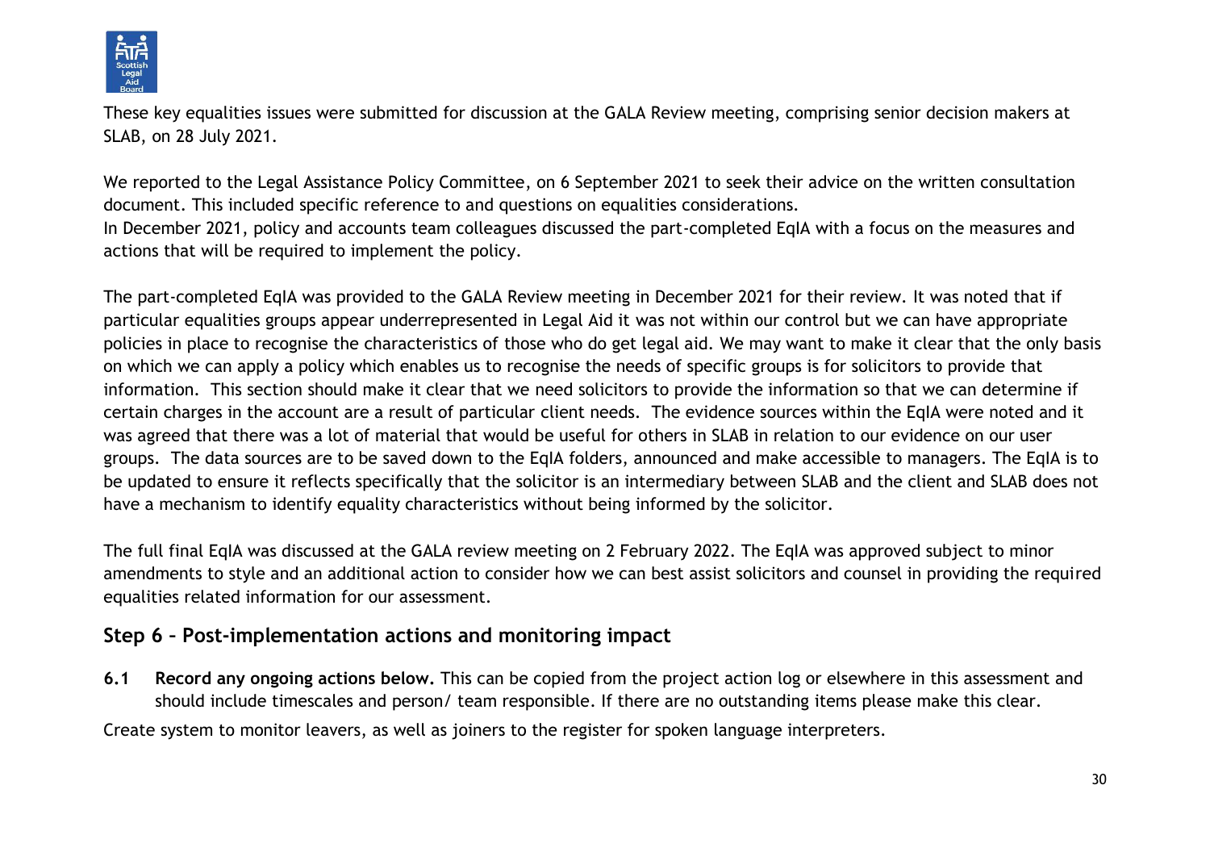These key equalities issues were submitted for discussion at the GALA Review meeting, comprising senior decision makers at SLAB, on 28 July 2021.

We reported to the Legal Assistance Policy Committee, on 6 September 2021 to seek their advice on the written consultation document. This included specific reference to and questions on equalities considerations.
In December 2021, policy and accounts team colleagues discussed the part-completed EqIA with a focus on the measures and actions that will be required to implement the policy.

The part-completed EqIA was provided to the GALA Review meeting in December 2021 for their review. It was noted that if particular equalities groups appear underrepresented in Legal Aid it was not within our control but we can have appropriate policies in place to recognise the characteristics of those who do get legal aid. We may want to make it clear that the only basis on which we can apply a policy which enables us to recognise the needs of specific groups is for solicitors to provide that information. This section should make it clear that we need solicitors to provide the information so that we can determine if certain charges in the account are a result of particular client needs. The evidence sources within the EqIA were noted and it was agreed that there was a lot of material that would be useful for others in SLAB in relation to our evidence on our user groups. The data sources are to be saved down to the EqIA folders, announced and make accessible to managers. The EqIA is to be updated to ensure it reflects specifically that the solicitor is an intermediary between SLAB and the client and SLAB does not have a mechanism to identify equality characteristics without being informed by the solicitor.

The full final EqIA was discussed at the GALA review meeting on 2 February 2022. The EqIA was approved subject to minor amendments to style and an additional action to consider how we can best assist solicitors and counsel in providing the required equalities related information for our assessment.

## Step 6 – Post-implementation actions and monitoring impact

**6.1 Record any ongoing actions below.** This can be copied from the project action log or elsewhere in this assessment and should include timescales and person/ team responsible. If there are no outstanding items please make this clear.

Create system to monitor leavers, as well as joiners to the register for spoken language interpreters.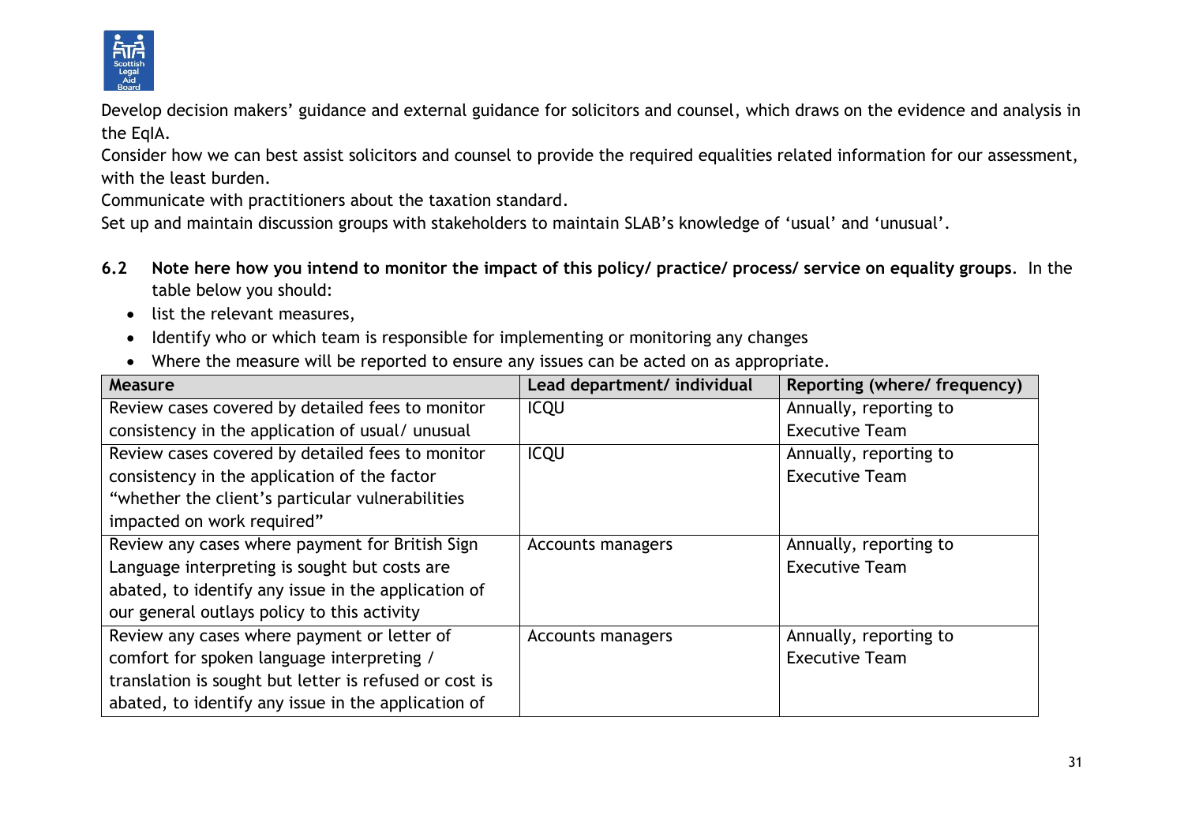Develop decision makers' guidance and external guidance for solicitors and counsel, which draws on the evidence and analysis in the EqIA.

Consider how we can best assist solicitors and counsel to provide the required equalities related information for our assessment, with the least burden.

Communicate with practitioners about the taxation standard.

Set up and maintain discussion groups with stakeholders to maintain SLAB's knowledge of 'usual' and 'unusual'.

**6.2 Note here how you intend to monitor the impact of this policy/ practice/ process/ service on equality groups**. In the table below you should:

- list the relevant measures,
- Identify who or which team is responsible for implementing or monitoring any changes
- Where the measure will be reported to ensure any issues can be acted on as appropriate.

| Measure | Lead department/ individual | Reporting (where/ frequency) |
|---|---|---|
| Review cases covered by detailed fees to monitor consistency in the application of usual/ unusual | ICQU | Annually, reporting to Executive Team |
| Review cases covered by detailed fees to monitor consistency in the application of the factor "whether the client's particular vulnerabilities impacted on work required" | ICQU | Annually, reporting to Executive Team |
| Review any cases where payment for British Sign Language interpreting is sought but costs are abated, to identify any issue in the application of our general outlays policy to this activity | Accounts managers | Annually, reporting to Executive Team |
| Review any cases where payment or letter of comfort for spoken language interpreting / translation is sought but letter is refused or cost is abated, to identify any issue in the application of | Accounts managers | Annually, reporting to Executive Team |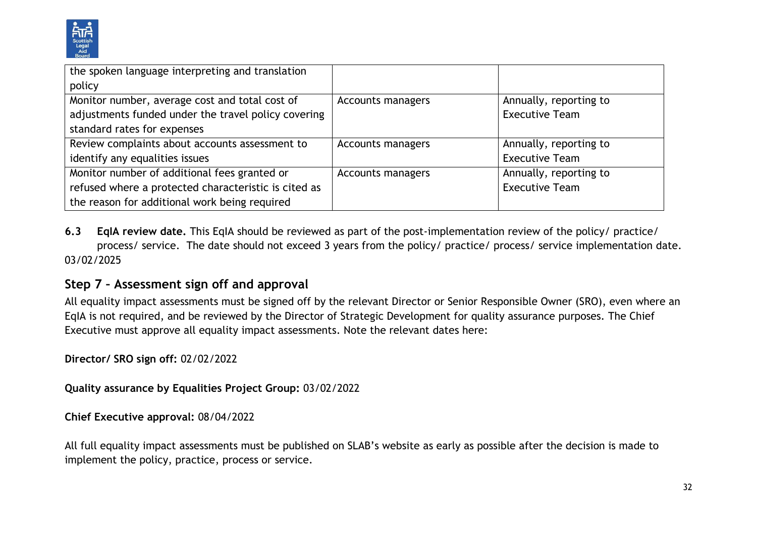| | | |
|---|---|---|
| the spoken language interpreting and translation policy | | |
| Monitor number, average cost and total cost of adjustments funded under the travel policy covering standard rates for expenses | Accounts managers | Annually, reporting to Executive Team |
| Review complaints about accounts assessment to identify any equalities issues | Accounts managers | Annually, reporting to Executive Team |
| Monitor number of additional fees granted or refused where a protected characteristic is cited as the reason for additional work being required | Accounts managers | Annually, reporting to Executive Team |

**6.3 EqIA review date.** This EqIA should be reviewed as part of the post-implementation review of the policy/ practice/ process/ service. The date should not exceed 3 years from the policy/ practice/ process/ service implementation date. 03/02/2025

## Step 7 – Assessment sign off and approval

All equality impact assessments must be signed off by the relevant Director or Senior Responsible Owner (SRO), even where an EqIA is not required, and be reviewed by the Director of Strategic Development for quality assurance purposes. The Chief Executive must approve all equality impact assessments. Note the relevant dates here:

**Director/ SRO sign off:** 02/02/2022

**Quality assurance by Equalities Project Group:** 03/02/2022

**Chief Executive approval:** 08/04/2022

All full equality impact assessments must be published on SLAB's website as early as possible after the decision is made to implement the policy, practice, process or service.